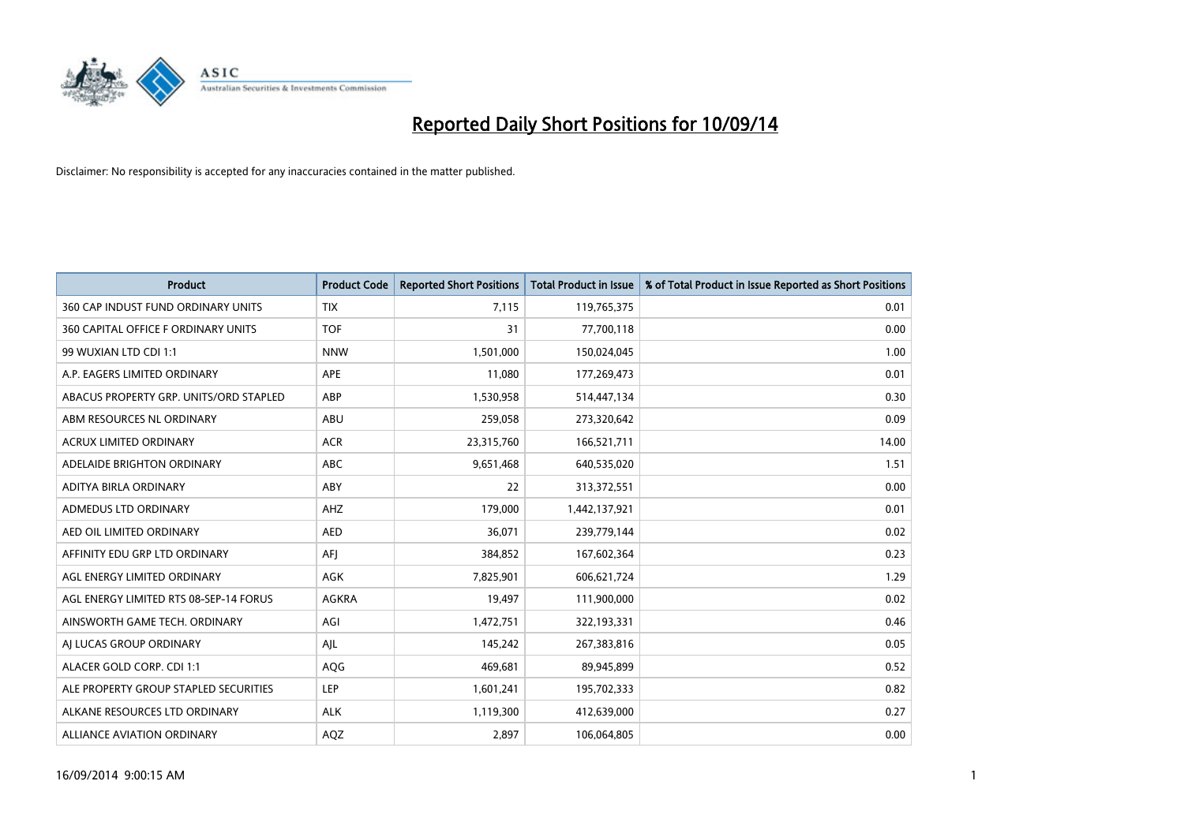# Reported Daily Short Positions for 10/09/14

Disclaimer: No responsibility is accepted for any inaccuracies contained in the matter published.

| Product | Product Code | Reported Short Positions | Total Product in Issue | % of Total Product in Issue Reported as Short Positions |
|---|---|---|---|---|
| 360 CAP INDUST FUND ORDINARY UNITS | TIX | 7,115 | 119,765,375 | 0.01 |
| 360 CAPITAL OFFICE F ORDINARY UNITS | TOF | 31 | 77,700,118 | 0.00 |
| 99 WUXIAN LTD CDI 1:1 | NNW | 1,501,000 | 150,024,045 | 1.00 |
| A.P. EAGERS LIMITED ORDINARY | APE | 11,080 | 177,269,473 | 0.01 |
| ABACUS PROPERTY GRP. UNITS/ORD STAPLED | ABP | 1,530,958 | 514,447,134 | 0.30 |
| ABM RESOURCES NL ORDINARY | ABU | 259,058 | 273,320,642 | 0.09 |
| ACRUX LIMITED ORDINARY | ACR | 23,315,760 | 166,521,711 | 14.00 |
| ADELAIDE BRIGHTON ORDINARY | ABC | 9,651,468 | 640,535,020 | 1.51 |
| ADITYA BIRLA ORDINARY | ABY | 22 | 313,372,551 | 0.00 |
| ADMEDUS LTD ORDINARY | AHZ | 179,000 | 1,442,137,921 | 0.01 |
| AED OIL LIMITED ORDINARY | AED | 36,071 | 239,779,144 | 0.02 |
| AFFINITY EDU GRP LTD ORDINARY | AFJ | 384,852 | 167,602,364 | 0.23 |
| AGL ENERGY LIMITED ORDINARY | AGK | 7,825,901 | 606,621,724 | 1.29 |
| AGL ENERGY LIMITED RTS 08-SEP-14 FORUS | AGKRA | 19,497 | 111,900,000 | 0.02 |
| AINSWORTH GAME TECH. ORDINARY | AGI | 1,472,751 | 322,193,331 | 0.46 |
| AJ LUCAS GROUP ORDINARY | AJL | 145,242 | 267,383,816 | 0.05 |
| ALACER GOLD CORP. CDI 1:1 | AQG | 469,681 | 89,945,899 | 0.52 |
| ALE PROPERTY GROUP STAPLED SECURITIES | LEP | 1,601,241 | 195,702,333 | 0.82 |
| ALKANE RESOURCES LTD ORDINARY | ALK | 1,119,300 | 412,639,000 | 0.27 |
| ALLIANCE AVIATION ORDINARY | AQZ | 2,897 | 106,064,805 | 0.00 |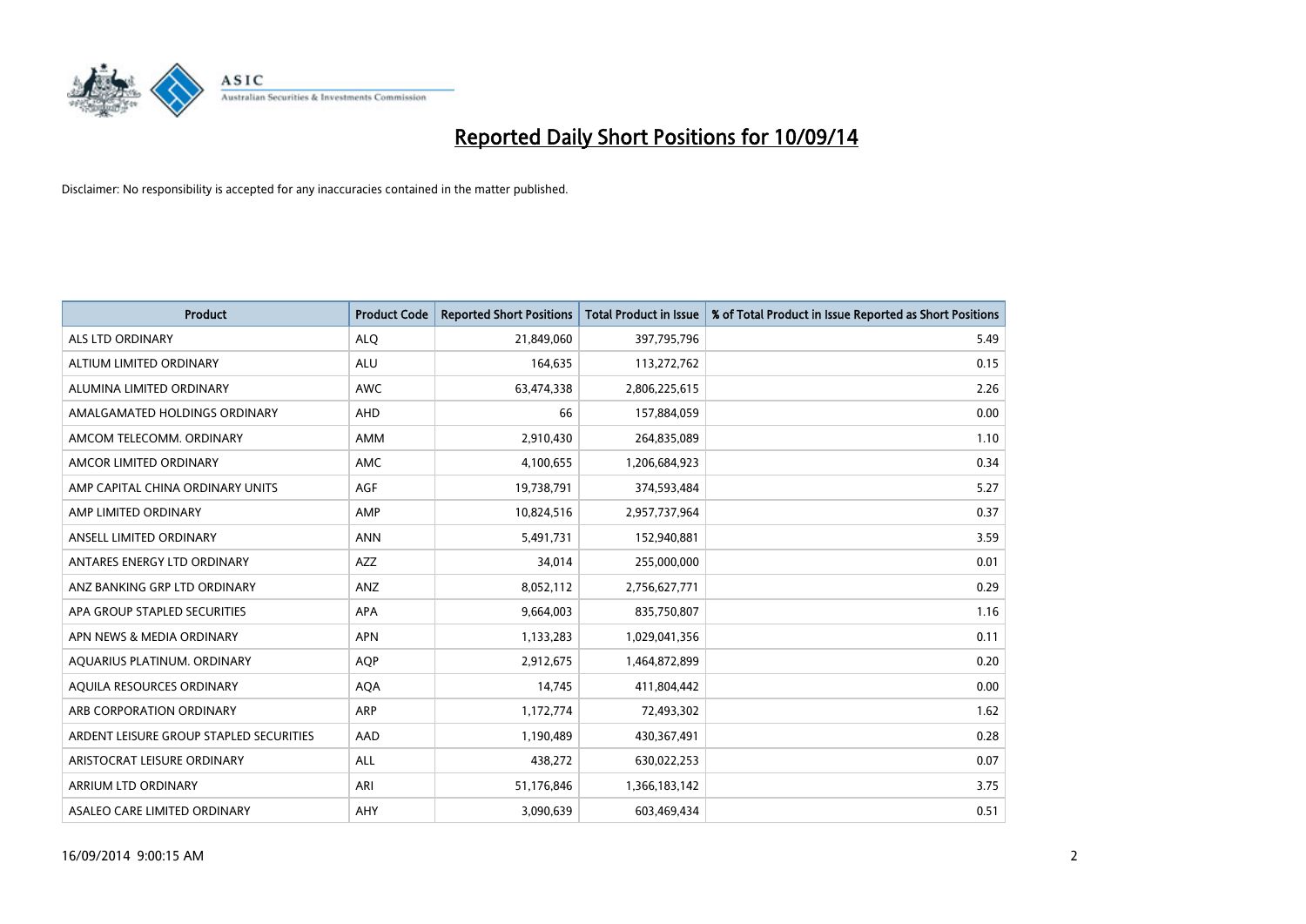# Reported Daily Short Positions for 10/09/14

Disclaimer: No responsibility is accepted for any inaccuracies contained in the matter published.

| Product | Product Code | Reported Short Positions | Total Product in Issue | % of Total Product in Issue Reported as Short Positions |
|---|---|---|---|---|
| ALS LTD ORDINARY | ALQ | 21,849,060 | 397,795,796 | 5.49 |
| ALTIUM LIMITED ORDINARY | ALU | 164,635 | 113,272,762 | 0.15 |
| ALUMINA LIMITED ORDINARY | AWC | 63,474,338 | 2,806,225,615 | 2.26 |
| AMALGAMATED HOLDINGS ORDINARY | AHD | 66 | 157,884,059 | 0.00 |
| AMCOM TELECOMM. ORDINARY | AMM | 2,910,430 | 264,835,089 | 1.10 |
| AMCOR LIMITED ORDINARY | AMC | 4,100,655 | 1,206,684,923 | 0.34 |
| AMP CAPITAL CHINA ORDINARY UNITS | AGF | 19,738,791 | 374,593,484 | 5.27 |
| AMP LIMITED ORDINARY | AMP | 10,824,516 | 2,957,737,964 | 0.37 |
| ANSELL LIMITED ORDINARY | ANN | 5,491,731 | 152,940,881 | 3.59 |
| ANTARES ENERGY LTD ORDINARY | AZZ | 34,014 | 255,000,000 | 0.01 |
| ANZ BANKING GRP LTD ORDINARY | ANZ | 8,052,112 | 2,756,627,771 | 0.29 |
| APA GROUP STAPLED SECURITIES | APA | 9,664,003 | 835,750,807 | 1.16 |
| APN NEWS & MEDIA ORDINARY | APN | 1,133,283 | 1,029,041,356 | 0.11 |
| AQUARIUS PLATINUM. ORDINARY | AQP | 2,912,675 | 1,464,872,899 | 0.20 |
| AQUILA RESOURCES ORDINARY | AQA | 14,745 | 411,804,442 | 0.00 |
| ARB CORPORATION ORDINARY | ARP | 1,172,774 | 72,493,302 | 1.62 |
| ARDENT LEISURE GROUP STAPLED SECURITIES | AAD | 1,190,489 | 430,367,491 | 0.28 |
| ARISTOCRAT LEISURE ORDINARY | ALL | 438,272 | 630,022,253 | 0.07 |
| ARRIUM LTD ORDINARY | ARI | 51,176,846 | 1,366,183,142 | 3.75 |
| ASALEO CARE LIMITED ORDINARY | AHY | 3,090,639 | 603,469,434 | 0.51 |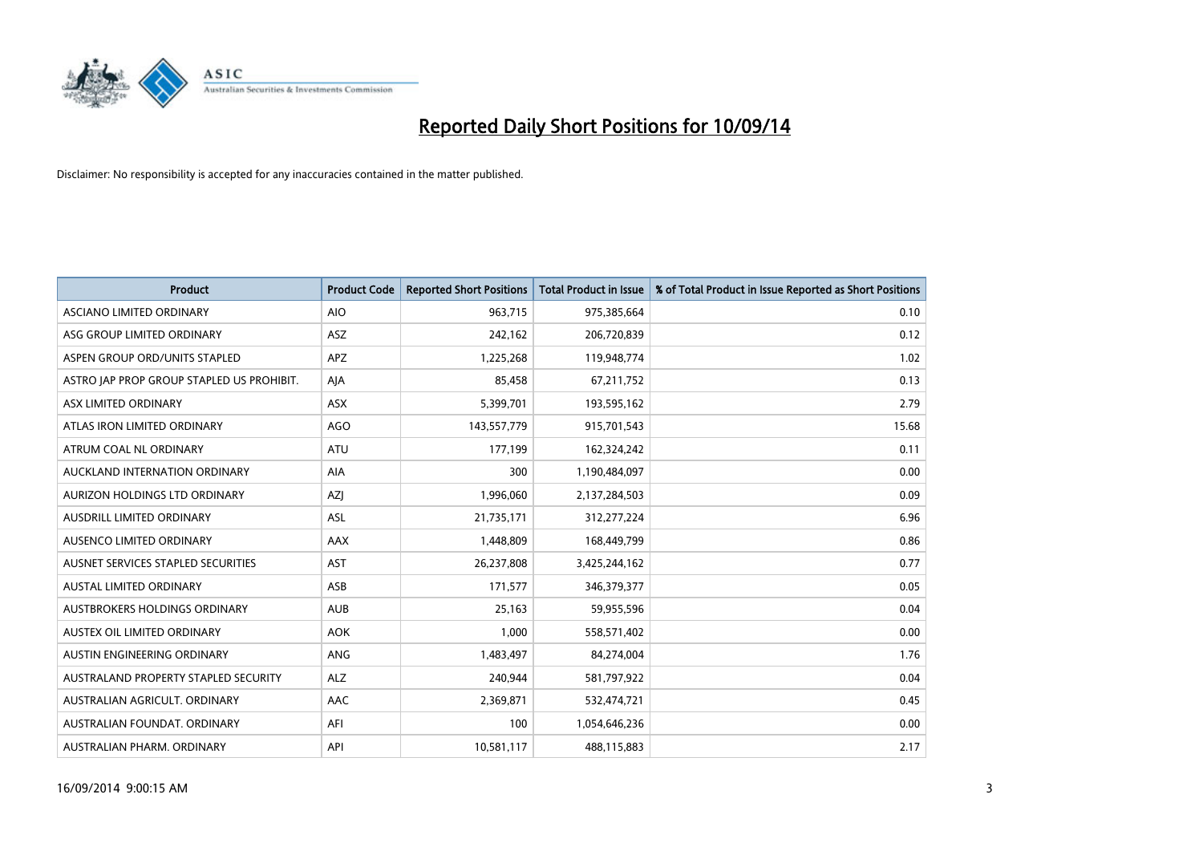# Reported Daily Short Positions for 10/09/14

Disclaimer: No responsibility is accepted for any inaccuracies contained in the matter published.

| Product | Product Code | Reported Short Positions | Total Product in Issue | % of Total Product in Issue Reported as Short Positions |
|---|---|---|---|---|
| ASCIANO LIMITED ORDINARY | AIO | 963,715 | 975,385,664 | 0.10 |
| ASG GROUP LIMITED ORDINARY | ASZ | 242,162 | 206,720,839 | 0.12 |
| ASPEN GROUP ORD/UNITS STAPLED | APZ | 1,225,268 | 119,948,774 | 1.02 |
| ASTRO JAP PROP GROUP STAPLED US PROHIBIT. | AJA | 85,458 | 67,211,752 | 0.13 |
| ASX LIMITED ORDINARY | ASX | 5,399,701 | 193,595,162 | 2.79 |
| ATLAS IRON LIMITED ORDINARY | AGO | 143,557,779 | 915,701,543 | 15.68 |
| ATRUM COAL NL ORDINARY | ATU | 177,199 | 162,324,242 | 0.11 |
| AUCKLAND INTERNATION ORDINARY | AIA | 300 | 1,190,484,097 | 0.00 |
| AURIZON HOLDINGS LTD ORDINARY | AZJ | 1,996,060 | 2,137,284,503 | 0.09 |
| AUSDRILL LIMITED ORDINARY | ASL | 21,735,171 | 312,277,224 | 6.96 |
| AUSENCO LIMITED ORDINARY | AAX | 1,448,809 | 168,449,799 | 0.86 |
| AUSNET SERVICES STAPLED SECURITIES | AST | 26,237,808 | 3,425,244,162 | 0.77 |
| AUSTAL LIMITED ORDINARY | ASB | 171,577 | 346,379,377 | 0.05 |
| AUSTBROKERS HOLDINGS ORDINARY | AUB | 25,163 | 59,955,596 | 0.04 |
| AUSTEX OIL LIMITED ORDINARY | AOK | 1,000 | 558,571,402 | 0.00 |
| AUSTIN ENGINEERING ORDINARY | ANG | 1,483,497 | 84,274,004 | 1.76 |
| AUSTRALAND PROPERTY STAPLED SECURITY | ALZ | 240,944 | 581,797,922 | 0.04 |
| AUSTRALIAN AGRICULT. ORDINARY | AAC | 2,369,871 | 532,474,721 | 0.45 |
| AUSTRALIAN FOUNDAT. ORDINARY | AFI | 100 | 1,054,646,236 | 0.00 |
| AUSTRALIAN PHARM. ORDINARY | API | 10,581,117 | 488,115,883 | 2.17 |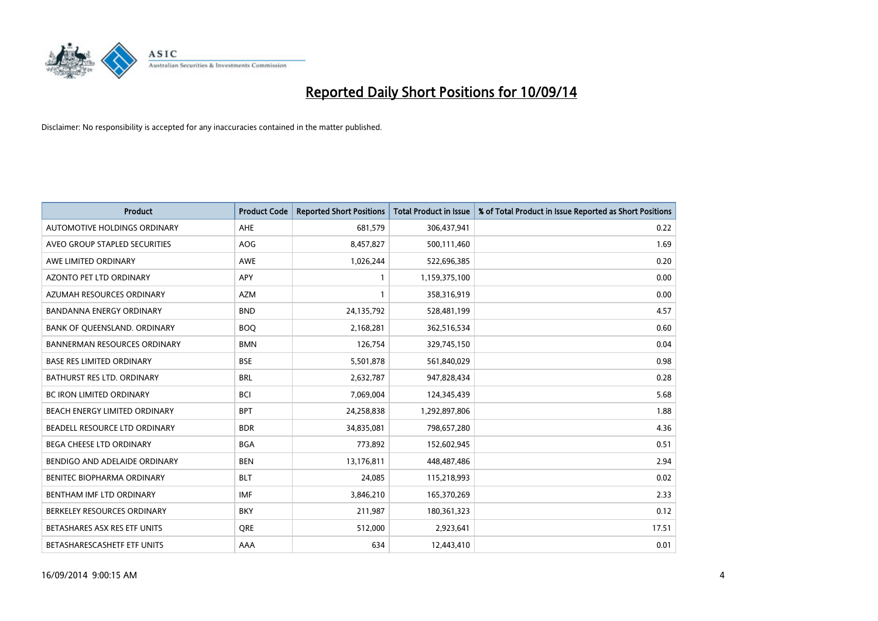# Reported Daily Short Positions for 10/09/14

Disclaimer: No responsibility is accepted for any inaccuracies contained in the matter published.

| Product | Product Code | Reported Short Positions | Total Product in Issue | % of Total Product in Issue Reported as Short Positions |
|---|---|---|---|---|
| AUTOMOTIVE HOLDINGS ORDINARY | AHE | 681,579 | 306,437,941 | 0.22 |
| AVEO GROUP STAPLED SECURITIES | AOG | 8,457,827 | 500,111,460 | 1.69 |
| AWE LIMITED ORDINARY | AWE | 1,026,244 | 522,696,385 | 0.20 |
| AZONTO PET LTD ORDINARY | APY | 1 | 1,159,375,100 | 0.00 |
| AZUMAH RESOURCES ORDINARY | AZM | 1 | 358,316,919 | 0.00 |
| BANDANNA ENERGY ORDINARY | BND | 24,135,792 | 528,481,199 | 4.57 |
| BANK OF QUEENSLAND. ORDINARY | BOQ | 2,168,281 | 362,516,534 | 0.60 |
| BANNERMAN RESOURCES ORDINARY | BMN | 126,754 | 329,745,150 | 0.04 |
| BASE RES LIMITED ORDINARY | BSE | 5,501,878 | 561,840,029 | 0.98 |
| BATHURST RES LTD. ORDINARY | BRL | 2,632,787 | 947,828,434 | 0.28 |
| BC IRON LIMITED ORDINARY | BCI | 7,069,004 | 124,345,439 | 5.68 |
| BEACH ENERGY LIMITED ORDINARY | BPT | 24,258,838 | 1,292,897,806 | 1.88 |
| BEADELL RESOURCE LTD ORDINARY | BDR | 34,835,081 | 798,657,280 | 4.36 |
| BEGA CHEESE LTD ORDINARY | BGA | 773,892 | 152,602,945 | 0.51 |
| BENDIGO AND ADELAIDE ORDINARY | BEN | 13,176,811 | 448,487,486 | 2.94 |
| BENITEC BIOPHARMA ORDINARY | BLT | 24,085 | 115,218,993 | 0.02 |
| BENTHAM IMF LTD ORDINARY | IMF | 3,846,210 | 165,370,269 | 2.33 |
| BERKELEY RESOURCES ORDINARY | BKY | 211,987 | 180,361,323 | 0.12 |
| BETASHARES ASX RES ETF UNITS | QRE | 512,000 | 2,923,641 | 17.51 |
| BETASHARESCASHETF ETF UNITS | AAA | 634 | 12,443,410 | 0.01 |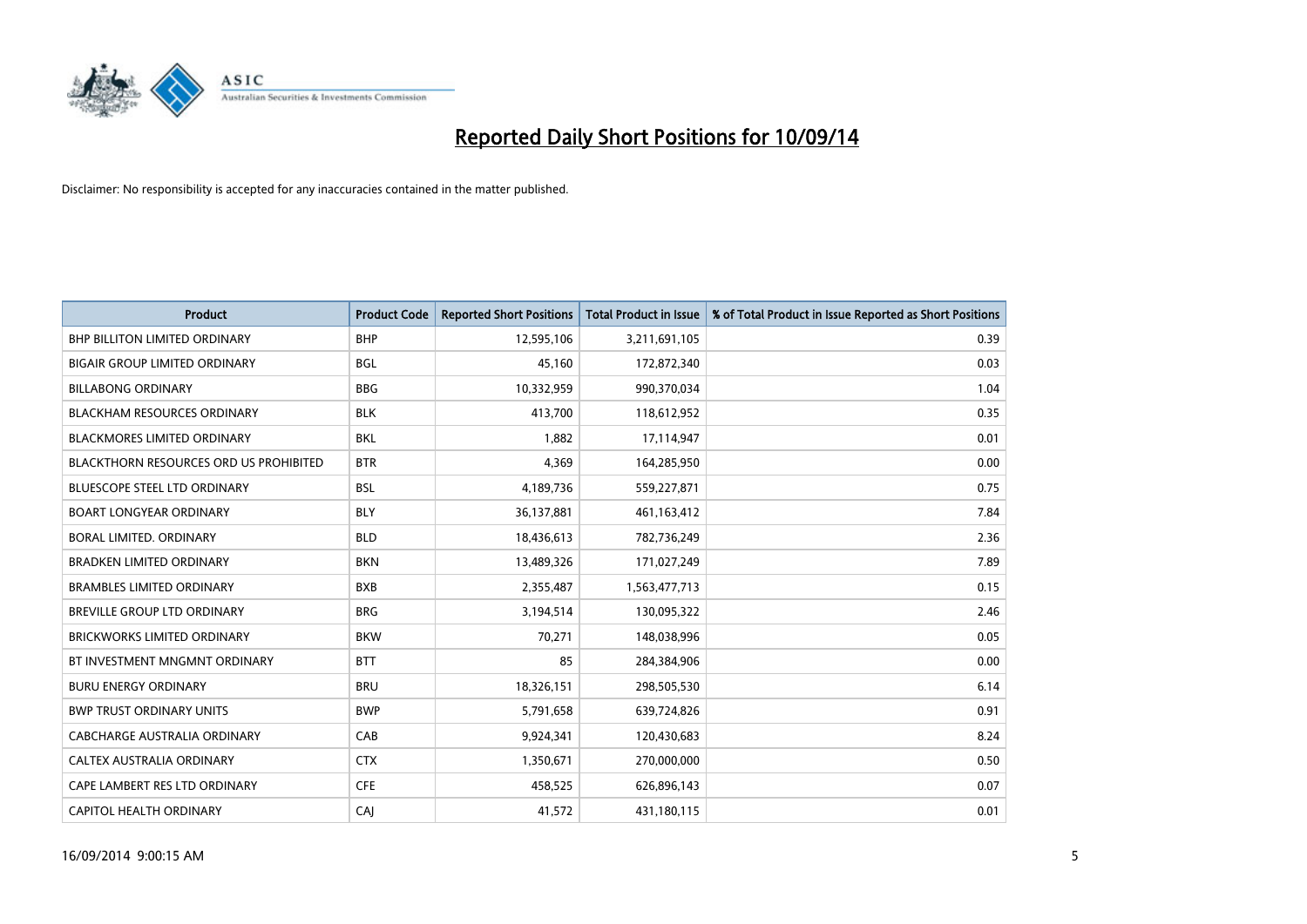# Reported Daily Short Positions for 10/09/14

Disclaimer: No responsibility is accepted for any inaccuracies contained in the matter published.

| Product | Product Code | Reported Short Positions | Total Product in Issue | % of Total Product in Issue Reported as Short Positions |
|---|---|---|---|---|
| BHP BILLITON LIMITED ORDINARY | BHP | 12,595,106 | 3,211,691,105 | 0.39 |
| BIGAIR GROUP LIMITED ORDINARY | BGL | 45,160 | 172,872,340 | 0.03 |
| BILLABONG ORDINARY | BBG | 10,332,959 | 990,370,034 | 1.04 |
| BLACKHAM RESOURCES ORDINARY | BLK | 413,700 | 118,612,952 | 0.35 |
| BLACKMORES LIMITED ORDINARY | BKL | 1,882 | 17,114,947 | 0.01 |
| BLACKTHORN RESOURCES ORD US PROHIBITED | BTR | 4,369 | 164,285,950 | 0.00 |
| BLUESCOPE STEEL LTD ORDINARY | BSL | 4,189,736 | 559,227,871 | 0.75 |
| BOART LONGYEAR ORDINARY | BLY | 36,137,881 | 461,163,412 | 7.84 |
| BORAL LIMITED. ORDINARY | BLD | 18,436,613 | 782,736,249 | 2.36 |
| BRADKEN LIMITED ORDINARY | BKN | 13,489,326 | 171,027,249 | 7.89 |
| BRAMBLES LIMITED ORDINARY | BXB | 2,355,487 | 1,563,477,713 | 0.15 |
| BREVILLE GROUP LTD ORDINARY | BRG | 3,194,514 | 130,095,322 | 2.46 |
| BRICKWORKS LIMITED ORDINARY | BKW | 70,271 | 148,038,996 | 0.05 |
| BT INVESTMENT MNGMNT ORDINARY | BTT | 85 | 284,384,906 | 0.00 |
| BURU ENERGY ORDINARY | BRU | 18,326,151 | 298,505,530 | 6.14 |
| BWP TRUST ORDINARY UNITS | BWP | 5,791,658 | 639,724,826 | 0.91 |
| CABCHARGE AUSTRALIA ORDINARY | CAB | 9,924,341 | 120,430,683 | 8.24 |
| CALTEX AUSTRALIA ORDINARY | CTX | 1,350,671 | 270,000,000 | 0.50 |
| CAPE LAMBERT RES LTD ORDINARY | CFE | 458,525 | 626,896,143 | 0.07 |
| CAPITOL HEALTH ORDINARY | CAJ | 41,572 | 431,180,115 | 0.01 |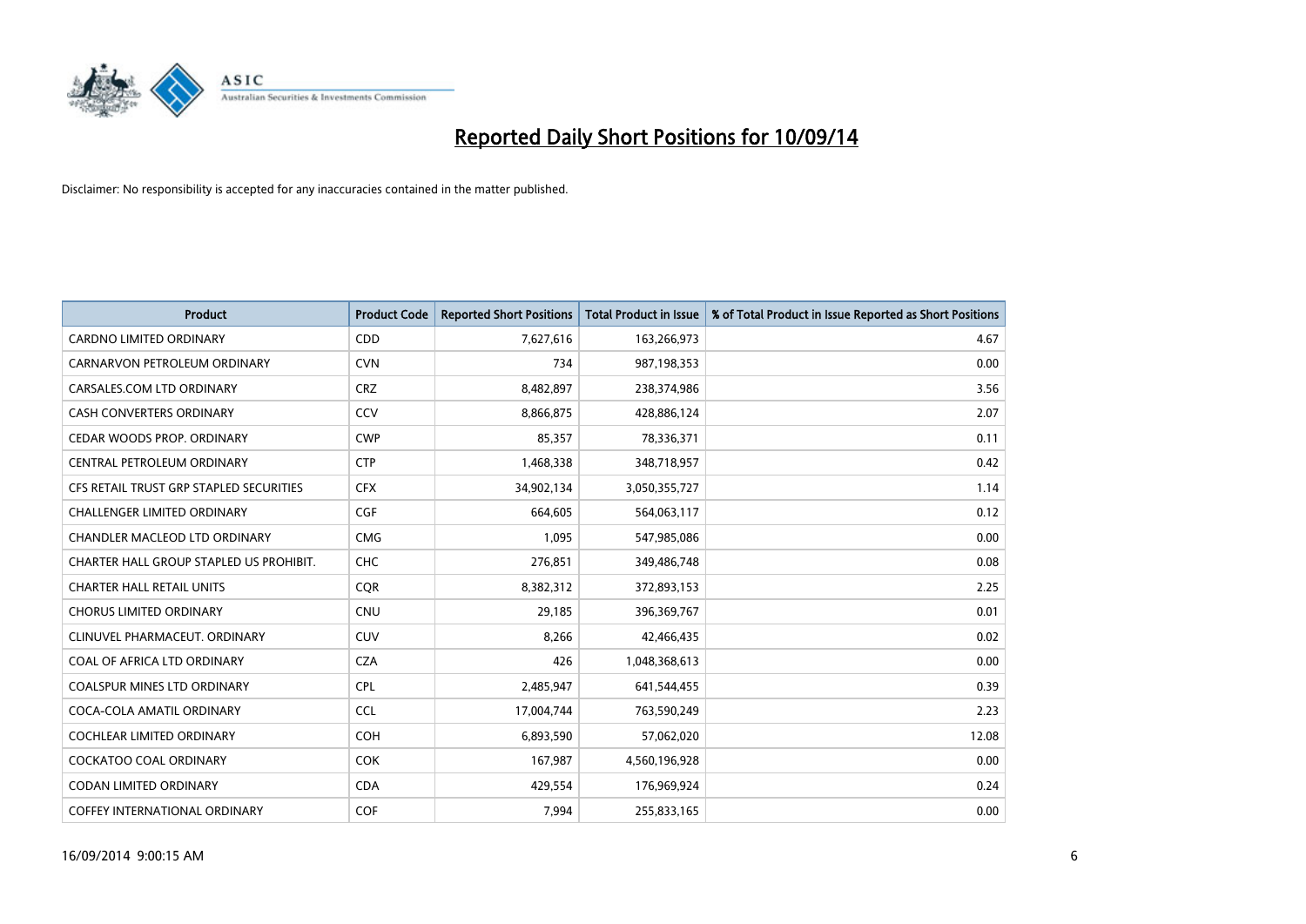# Reported Daily Short Positions for 10/09/14

Disclaimer: No responsibility is accepted for any inaccuracies contained in the matter published.

| Product | Product Code | Reported Short Positions | Total Product in Issue | % of Total Product in Issue Reported as Short Positions |
|---|---|---|---|---|
| CARDNO LIMITED ORDINARY | CDD | 7,627,616 | 163,266,973 | 4.67 |
| CARNARVON PETROLEUM ORDINARY | CVN | 734 | 987,198,353 | 0.00 |
| CARSALES.COM LTD ORDINARY | CRZ | 8,482,897 | 238,374,986 | 3.56 |
| CASH CONVERTERS ORDINARY | CCV | 8,866,875 | 428,886,124 | 2.07 |
| CEDAR WOODS PROP. ORDINARY | CWP | 85,357 | 78,336,371 | 0.11 |
| CENTRAL PETROLEUM ORDINARY | CTP | 1,468,338 | 348,718,957 | 0.42 |
| CFS RETAIL TRUST GRP STAPLED SECURITIES | CFX | 34,902,134 | 3,050,355,727 | 1.14 |
| CHALLENGER LIMITED ORDINARY | CGF | 664,605 | 564,063,117 | 0.12 |
| CHANDLER MACLEOD LTD ORDINARY | CMG | 1,095 | 547,985,086 | 0.00 |
| CHARTER HALL GROUP STAPLED US PROHIBIT. | CHC | 276,851 | 349,486,748 | 0.08 |
| CHARTER HALL RETAIL UNITS | CQR | 8,382,312 | 372,893,153 | 2.25 |
| CHORUS LIMITED ORDINARY | CNU | 29,185 | 396,369,767 | 0.01 |
| CLINUVEL PHARMACEUT. ORDINARY | CUV | 8,266 | 42,466,435 | 0.02 |
| COAL OF AFRICA LTD ORDINARY | CZA | 426 | 1,048,368,613 | 0.00 |
| COALSPUR MINES LTD ORDINARY | CPL | 2,485,947 | 641,544,455 | 0.39 |
| COCA-COLA AMATIL ORDINARY | CCL | 17,004,744 | 763,590,249 | 2.23 |
| COCHLEAR LIMITED ORDINARY | COH | 6,893,590 | 57,062,020 | 12.08 |
| COCKATOO COAL ORDINARY | COK | 167,987 | 4,560,196,928 | 0.00 |
| CODAN LIMITED ORDINARY | CDA | 429,554 | 176,969,924 | 0.24 |
| COFFEY INTERNATIONAL ORDINARY | COF | 7,994 | 255,833,165 | 0.00 |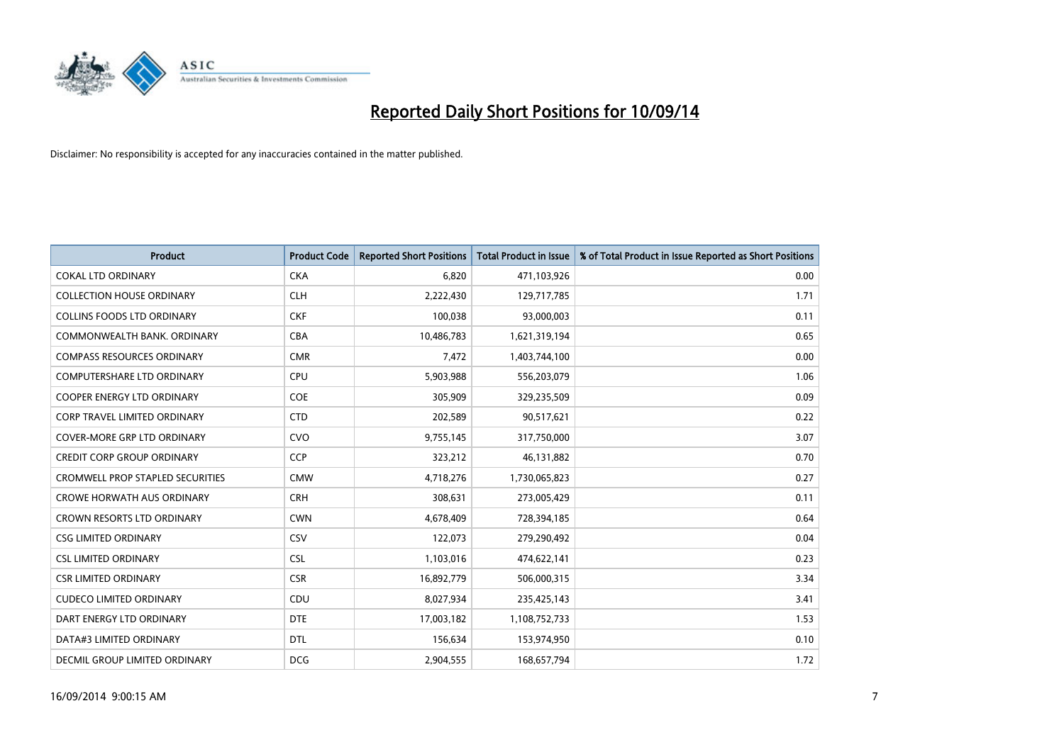# Reported Daily Short Positions for 10/09/14

Disclaimer: No responsibility is accepted for any inaccuracies contained in the matter published.

| Product | Product Code | Reported Short Positions | Total Product in Issue | % of Total Product in Issue Reported as Short Positions |
|---|---|---|---|---|
| COKAL LTD ORDINARY | CKA | 6,820 | 471,103,926 | 0.00 |
| COLLECTION HOUSE ORDINARY | CLH | 2,222,430 | 129,717,785 | 1.71 |
| COLLINS FOODS LTD ORDINARY | CKF | 100,038 | 93,000,003 | 0.11 |
| COMMONWEALTH BANK. ORDINARY | CBA | 10,486,783 | 1,621,319,194 | 0.65 |
| COMPASS RESOURCES ORDINARY | CMR | 7,472 | 1,403,744,100 | 0.00 |
| COMPUTERSHARE LTD ORDINARY | CPU | 5,903,988 | 556,203,079 | 1.06 |
| COOPER ENERGY LTD ORDINARY | COE | 305,909 | 329,235,509 | 0.09 |
| CORP TRAVEL LIMITED ORDINARY | CTD | 202,589 | 90,517,621 | 0.22 |
| COVER-MORE GRP LTD ORDINARY | CVO | 9,755,145 | 317,750,000 | 3.07 |
| CREDIT CORP GROUP ORDINARY | CCP | 323,212 | 46,131,882 | 0.70 |
| CROMWELL PROP STAPLED SECURITIES | CMW | 4,718,276 | 1,730,065,823 | 0.27 |
| CROWE HORWATH AUS ORDINARY | CRH | 308,631 | 273,005,429 | 0.11 |
| CROWN RESORTS LTD ORDINARY | CWN | 4,678,409 | 728,394,185 | 0.64 |
| CSG LIMITED ORDINARY | CSV | 122,073 | 279,290,492 | 0.04 |
| CSL LIMITED ORDINARY | CSL | 1,103,016 | 474,622,141 | 0.23 |
| CSR LIMITED ORDINARY | CSR | 16,892,779 | 506,000,315 | 3.34 |
| CUDECO LIMITED ORDINARY | CDU | 8,027,934 | 235,425,143 | 3.41 |
| DART ENERGY LTD ORDINARY | DTE | 17,003,182 | 1,108,752,733 | 1.53 |
| DATA#3 LIMITED ORDINARY | DTL | 156,634 | 153,974,950 | 0.10 |
| DECMIL GROUP LIMITED ORDINARY | DCG | 2,904,555 | 168,657,794 | 1.72 |

16/09/2014 9:00:15 AM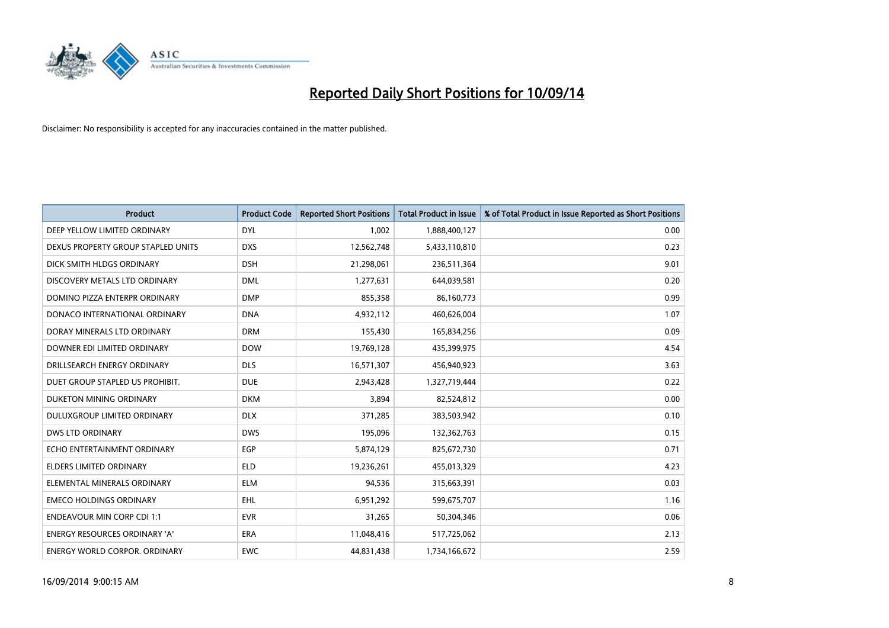# Reported Daily Short Positions for 10/09/14

Disclaimer: No responsibility is accepted for any inaccuracies contained in the matter published.

| Product | Product Code | Reported Short Positions | Total Product in Issue | % of Total Product in Issue Reported as Short Positions |
|---|---|---|---|---|
| DEEP YELLOW LIMITED ORDINARY | DYL | 1,002 | 1,888,400,127 | 0.00 |
| DEXUS PROPERTY GROUP STAPLED UNITS | DXS | 12,562,748 | 5,433,110,810 | 0.23 |
| DICK SMITH HLDGS ORDINARY | DSH | 21,298,061 | 236,511,364 | 9.01 |
| DISCOVERY METALS LTD ORDINARY | DML | 1,277,631 | 644,039,581 | 0.20 |
| DOMINO PIZZA ENTERPR ORDINARY | DMP | 855,358 | 86,160,773 | 0.99 |
| DONACO INTERNATIONAL ORDINARY | DNA | 4,932,112 | 460,626,004 | 1.07 |
| DORAY MINERALS LTD ORDINARY | DRM | 155,430 | 165,834,256 | 0.09 |
| DOWNER EDI LIMITED ORDINARY | DOW | 19,769,128 | 435,399,975 | 4.54 |
| DRILLSEARCH ENERGY ORDINARY | DLS | 16,571,307 | 456,940,923 | 3.63 |
| DUET GROUP STAPLED US PROHIBIT. | DUE | 2,943,428 | 1,327,719,444 | 0.22 |
| DUKETON MINING ORDINARY | DKM | 3,894 | 82,524,812 | 0.00 |
| DULUXGROUP LIMITED ORDINARY | DLX | 371,285 | 383,503,942 | 0.10 |
| DWS LTD ORDINARY | DWS | 195,096 | 132,362,763 | 0.15 |
| ECHO ENTERTAINMENT ORDINARY | EGP | 5,874,129 | 825,672,730 | 0.71 |
| ELDERS LIMITED ORDINARY | ELD | 19,236,261 | 455,013,329 | 4.23 |
| ELEMENTAL MINERALS ORDINARY | ELM | 94,536 | 315,663,391 | 0.03 |
| EMECO HOLDINGS ORDINARY | EHL | 6,951,292 | 599,675,707 | 1.16 |
| ENDEAVOUR MIN CORP CDI 1:1 | EVR | 31,265 | 50,304,346 | 0.06 |
| ENERGY RESOURCES ORDINARY 'A' | ERA | 11,048,416 | 517,725,062 | 2.13 |
| ENERGY WORLD CORPOR. ORDINARY | EWC | 44,831,438 | 1,734,166,672 | 2.59 |

16/09/2014 9:00:15 AM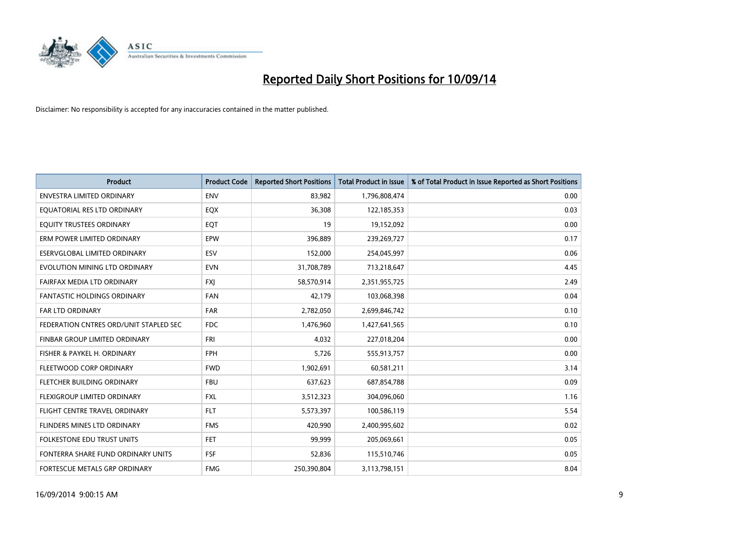# Reported Daily Short Positions for 10/09/14

Disclaimer: No responsibility is accepted for any inaccuracies contained in the matter published.

| Product | Product Code | Reported Short Positions | Total Product in Issue | % of Total Product in Issue Reported as Short Positions |
|---|---|---|---|---|
| ENVESTRA LIMITED ORDINARY | ENV | 83,982 | 1,796,808,474 | 0.00 |
| EQUATORIAL RES LTD ORDINARY | EQX | 36,308 | 122,185,353 | 0.03 |
| EQUITY TRUSTEES ORDINARY | EQT | 19 | 19,152,092 | 0.00 |
| ERM POWER LIMITED ORDINARY | EPW | 396,889 | 239,269,727 | 0.17 |
| ESERVGLOBAL LIMITED ORDINARY | ESV | 152,000 | 254,045,997 | 0.06 |
| EVOLUTION MINING LTD ORDINARY | EVN | 31,708,789 | 713,218,647 | 4.45 |
| FAIRFAX MEDIA LTD ORDINARY | FXJ | 58,570,914 | 2,351,955,725 | 2.49 |
| FANTASTIC HOLDINGS ORDINARY | FAN | 42,179 | 103,068,398 | 0.04 |
| FAR LTD ORDINARY | FAR | 2,782,050 | 2,699,846,742 | 0.10 |
| FEDERATION CNTRES ORD/UNIT STAPLED SEC | FDC | 1,476,960 | 1,427,641,565 | 0.10 |
| FINBAR GROUP LIMITED ORDINARY | FRI | 4,032 | 227,018,204 | 0.00 |
| FISHER & PAYKEL H. ORDINARY | FPH | 5,726 | 555,913,757 | 0.00 |
| FLEETWOOD CORP ORDINARY | FWD | 1,902,691 | 60,581,211 | 3.14 |
| FLETCHER BUILDING ORDINARY | FBU | 637,623 | 687,854,788 | 0.09 |
| FLEXIGROUP LIMITED ORDINARY | FXL | 3,512,323 | 304,096,060 | 1.16 |
| FLIGHT CENTRE TRAVEL ORDINARY | FLT | 5,573,397 | 100,586,119 | 5.54 |
| FLINDERS MINES LTD ORDINARY | FMS | 420,990 | 2,400,995,602 | 0.02 |
| FOLKESTONE EDU TRUST UNITS | FET | 99,999 | 205,069,661 | 0.05 |
| FONTERRA SHARE FUND ORDINARY UNITS | FSF | 52,836 | 115,510,746 | 0.05 |
| FORTESCUE METALS GRP ORDINARY | FMG | 250,390,804 | 3,113,798,151 | 8.04 |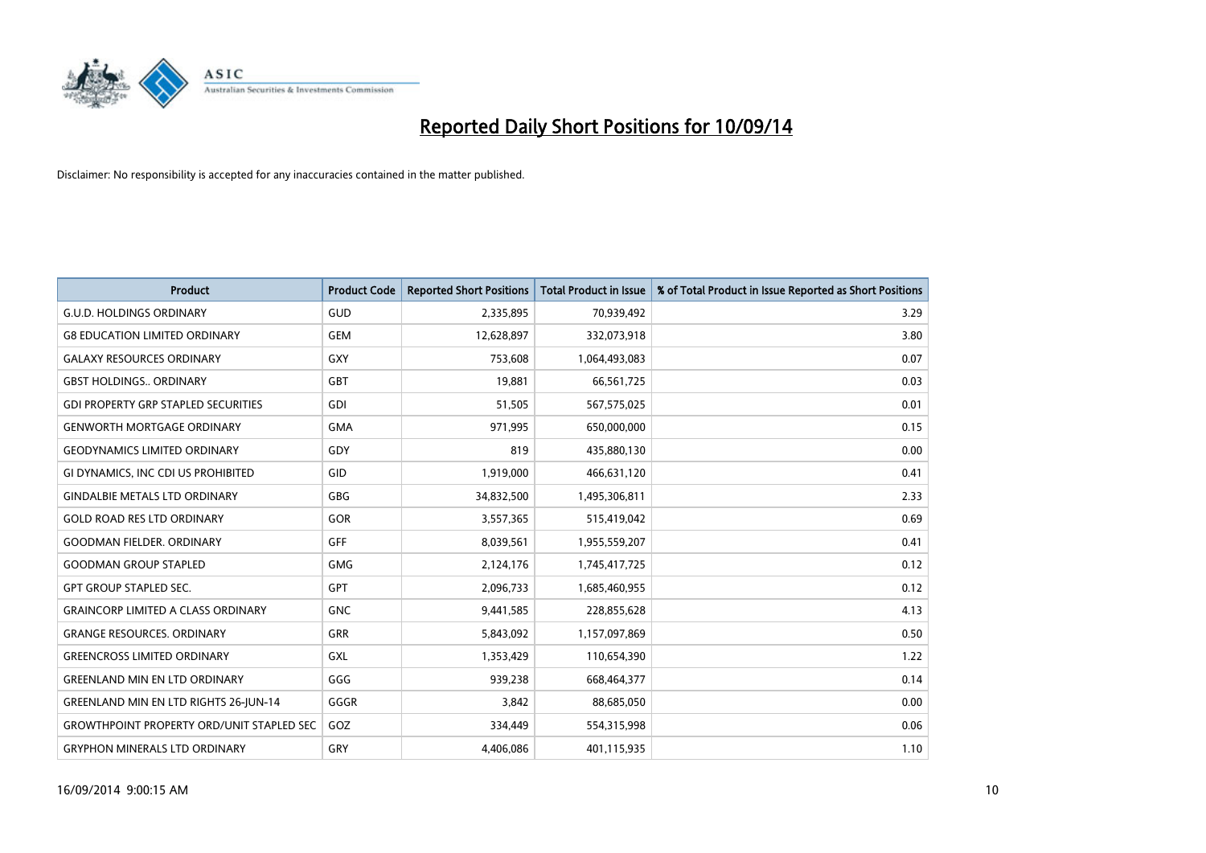# Reported Daily Short Positions for 10/09/14

Disclaimer: No responsibility is accepted for any inaccuracies contained in the matter published.

| Product | Product Code | Reported Short Positions | Total Product in Issue | % of Total Product in Issue Reported as Short Positions |
|---|---|---|---|---|
| G.U.D. HOLDINGS ORDINARY | GUD | 2,335,895 | 70,939,492 | 3.29 |
| G8 EDUCATION LIMITED ORDINARY | GEM | 12,628,897 | 332,073,918 | 3.80 |
| GALAXY RESOURCES ORDINARY | GXY | 753,608 | 1,064,493,083 | 0.07 |
| GBST HOLDINGS.. ORDINARY | GBT | 19,881 | 66,561,725 | 0.03 |
| GDI PROPERTY GRP STAPLED SECURITIES | GDI | 51,505 | 567,575,025 | 0.01 |
| GENWORTH MORTGAGE ORDINARY | GMA | 971,995 | 650,000,000 | 0.15 |
| GEODYNAMICS LIMITED ORDINARY | GDY | 819 | 435,880,130 | 0.00 |
| GI DYNAMICS, INC CDI US PROHIBITED | GID | 1,919,000 | 466,631,120 | 0.41 |
| GINDALBIE METALS LTD ORDINARY | GBG | 34,832,500 | 1,495,306,811 | 2.33 |
| GOLD ROAD RES LTD ORDINARY | GOR | 3,557,365 | 515,419,042 | 0.69 |
| GOODMAN FIELDER. ORDINARY | GFF | 8,039,561 | 1,955,559,207 | 0.41 |
| GOODMAN GROUP STAPLED | GMG | 2,124,176 | 1,745,417,725 | 0.12 |
| GPT GROUP STAPLED SEC. | GPT | 2,096,733 | 1,685,460,955 | 0.12 |
| GRAINCORP LIMITED A CLASS ORDINARY | GNC | 9,441,585 | 228,855,628 | 4.13 |
| GRANGE RESOURCES. ORDINARY | GRR | 5,843,092 | 1,157,097,869 | 0.50 |
| GREENCROSS LIMITED ORDINARY | GXL | 1,353,429 | 110,654,390 | 1.22 |
| GREENLAND MIN EN LTD ORDINARY | GGG | 939,238 | 668,464,377 | 0.14 |
| GREENLAND MIN EN LTD RIGHTS 26-JUN-14 | GGGR | 3,842 | 88,685,050 | 0.00 |
| GROWTHPOINT PROPERTY ORD/UNIT STAPLED SEC | GOZ | 334,449 | 554,315,998 | 0.06 |
| GRYPHON MINERALS LTD ORDINARY | GRY | 4,406,086 | 401,115,935 | 1.10 |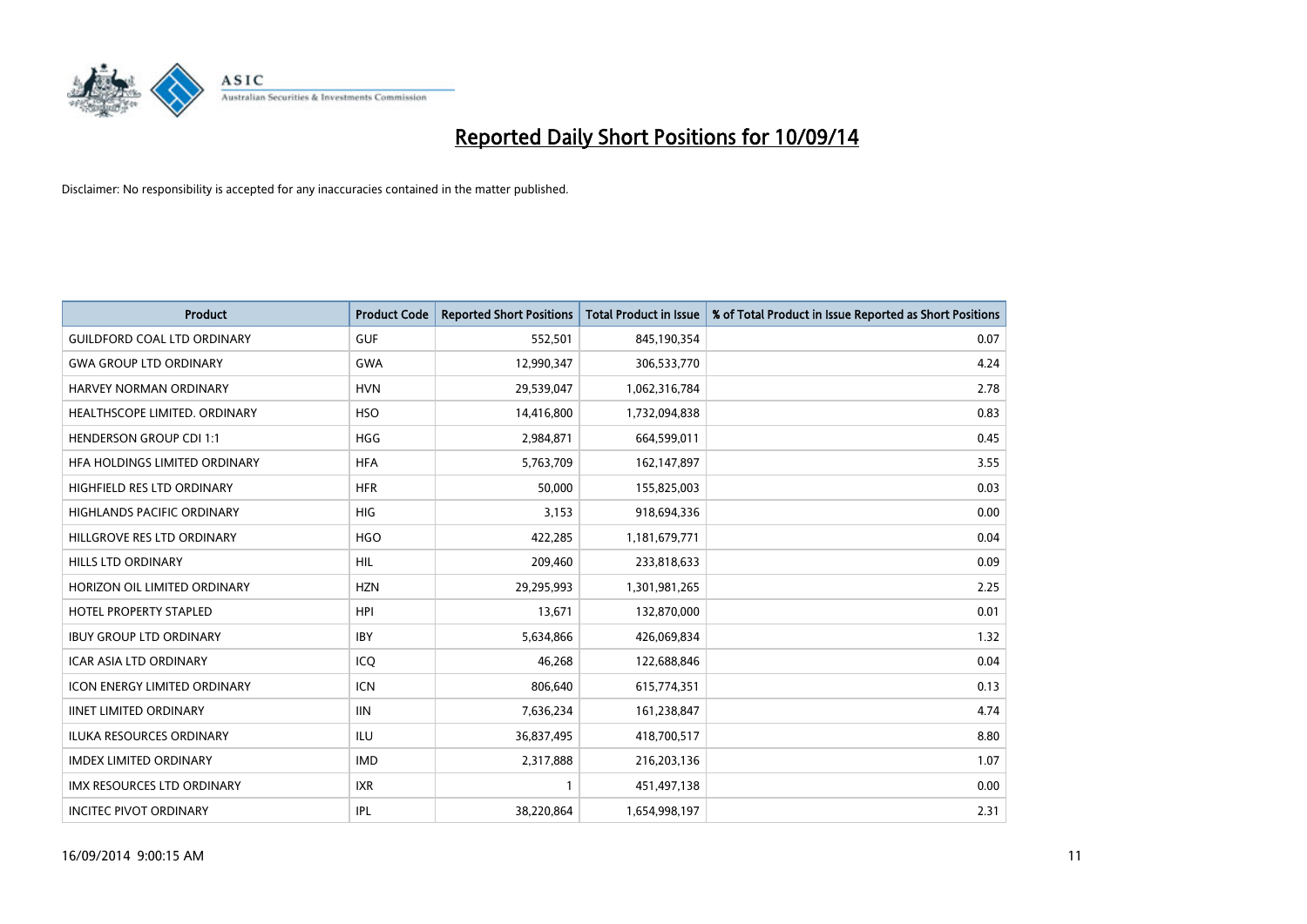# Reported Daily Short Positions for 10/09/14

Disclaimer: No responsibility is accepted for any inaccuracies contained in the matter published.

| Product | Product Code | Reported Short Positions | Total Product in Issue | % of Total Product in Issue Reported as Short Positions |
|---|---|---|---|---|
| GUILDFORD COAL LTD ORDINARY | GUF | 552,501 | 845,190,354 | 0.07 |
| GWA GROUP LTD ORDINARY | GWA | 12,990,347 | 306,533,770 | 4.24 |
| HARVEY NORMAN ORDINARY | HVN | 29,539,047 | 1,062,316,784 | 2.78 |
| HEALTHSCOPE LIMITED. ORDINARY | HSO | 14,416,800 | 1,732,094,838 | 0.83 |
| HENDERSON GROUP CDI 1:1 | HGG | 2,984,871 | 664,599,011 | 0.45 |
| HFA HOLDINGS LIMITED ORDINARY | HFA | 5,763,709 | 162,147,897 | 3.55 |
| HIGHFIELD RES LTD ORDINARY | HFR | 50,000 | 155,825,003 | 0.03 |
| HIGHLANDS PACIFIC ORDINARY | HIG | 3,153 | 918,694,336 | 0.00 |
| HILLGROVE RES LTD ORDINARY | HGO | 422,285 | 1,181,679,771 | 0.04 |
| HILLS LTD ORDINARY | HIL | 209,460 | 233,818,633 | 0.09 |
| HORIZON OIL LIMITED ORDINARY | HZN | 29,295,993 | 1,301,981,265 | 2.25 |
| HOTEL PROPERTY STAPLED | HPI | 13,671 | 132,870,000 | 0.01 |
| IBUY GROUP LTD ORDINARY | IBY | 5,634,866 | 426,069,834 | 1.32 |
| ICAR ASIA LTD ORDINARY | ICQ | 46,268 | 122,688,846 | 0.04 |
| ICON ENERGY LIMITED ORDINARY | ICN | 806,640 | 615,774,351 | 0.13 |
| IINET LIMITED ORDINARY | IIN | 7,636,234 | 161,238,847 | 4.74 |
| ILUKA RESOURCES ORDINARY | ILU | 36,837,495 | 418,700,517 | 8.80 |
| IMDEX LIMITED ORDINARY | IMD | 2,317,888 | 216,203,136 | 1.07 |
| IMX RESOURCES LTD ORDINARY | IXR | 1 | 451,497,138 | 0.00 |
| INCITEC PIVOT ORDINARY | IPL | 38,220,864 | 1,654,998,197 | 2.31 |

16/09/2014 9:00:15 AM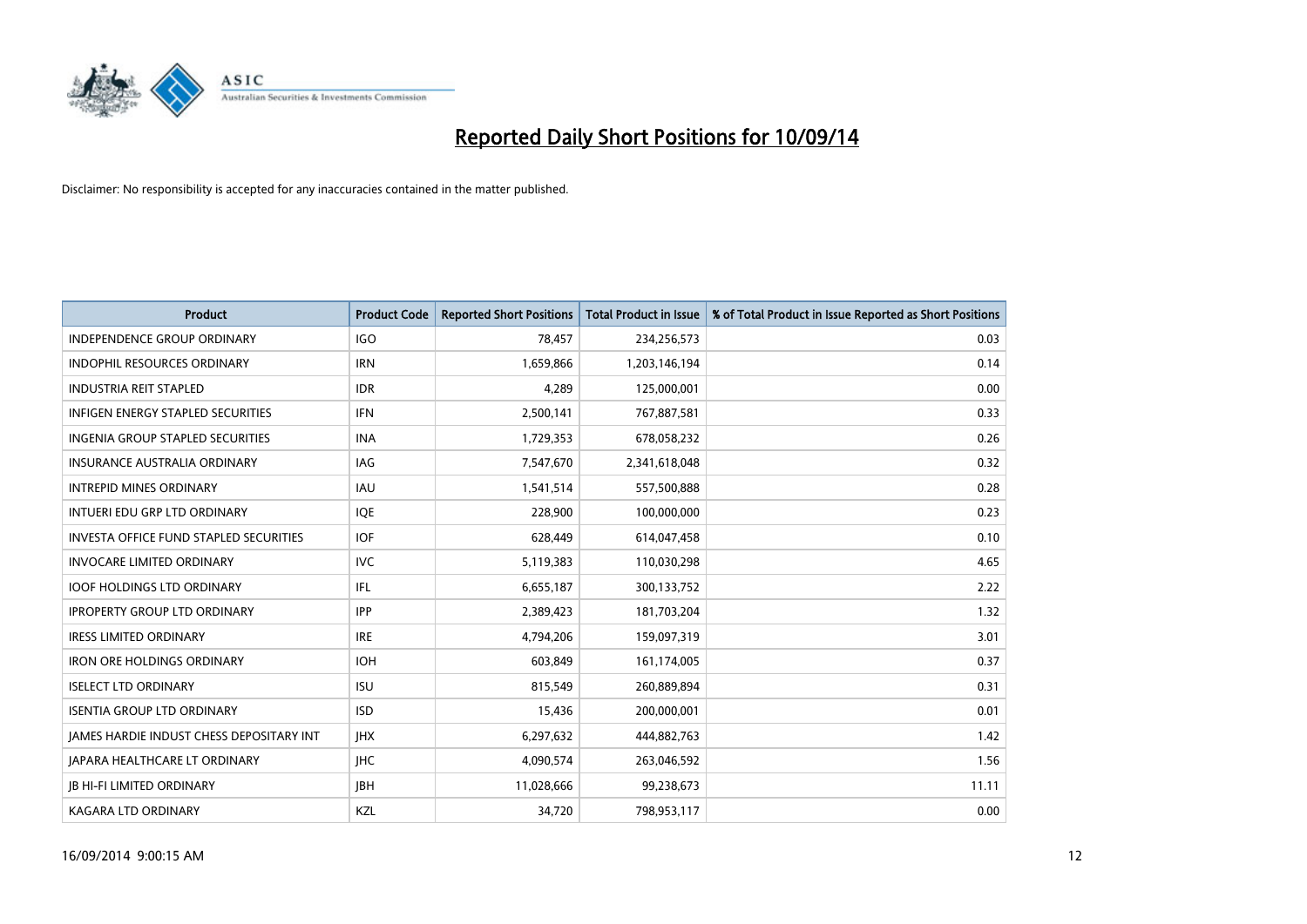# Reported Daily Short Positions for 10/09/14

Disclaimer: No responsibility is accepted for any inaccuracies contained in the matter published.

| Product | Product Code | Reported Short Positions | Total Product in Issue | % of Total Product in Issue Reported as Short Positions |
| --- | --- | --- | --- | --- |
| INDEPENDENCE GROUP ORDINARY | IGO | 78,457 | 234,256,573 | 0.03 |
| INDOPHIL RESOURCES ORDINARY | IRN | 1,659,866 | 1,203,146,194 | 0.14 |
| INDUSTRIA REIT STAPLED | IDR | 4,289 | 125,000,001 | 0.00 |
| INFIGEN ENERGY STAPLED SECURITIES | IFN | 2,500,141 | 767,887,581 | 0.33 |
| INGENIA GROUP STAPLED SECURITIES | INA | 1,729,353 | 678,058,232 | 0.26 |
| INSURANCE AUSTRALIA ORDINARY | IAG | 7,547,670 | 2,341,618,048 | 0.32 |
| INTREPID MINES ORDINARY | IAU | 1,541,514 | 557,500,888 | 0.28 |
| INTUERI EDU GRP LTD ORDINARY | IQE | 228,900 | 100,000,000 | 0.23 |
| INVESTA OFFICE FUND STAPLED SECURITIES | IOF | 628,449 | 614,047,458 | 0.10 |
| INVOCARE LIMITED ORDINARY | IVC | 5,119,383 | 110,030,298 | 4.65 |
| IOOF HOLDINGS LTD ORDINARY | IFL | 6,655,187 | 300,133,752 | 2.22 |
| IPROPERTY GROUP LTD ORDINARY | IPP | 2,389,423 | 181,703,204 | 1.32 |
| IRESS LIMITED ORDINARY | IRE | 4,794,206 | 159,097,319 | 3.01 |
| IRON ORE HOLDINGS ORDINARY | IOH | 603,849 | 161,174,005 | 0.37 |
| ISELECT LTD ORDINARY | ISU | 815,549 | 260,889,894 | 0.31 |
| ISENTIA GROUP LTD ORDINARY | ISD | 15,436 | 200,000,001 | 0.01 |
| JAMES HARDIE INDUST CHESS DEPOSITARY INT | JHX | 6,297,632 | 444,882,763 | 1.42 |
| JAPARA HEALTHCARE LT ORDINARY | JHC | 4,090,574 | 263,046,592 | 1.56 |
| JB HI-FI LIMITED ORDINARY | JBH | 11,028,666 | 99,238,673 | 11.11 |
| KAGARA LTD ORDINARY | KZL | 34,720 | 798,953,117 | 0.00 |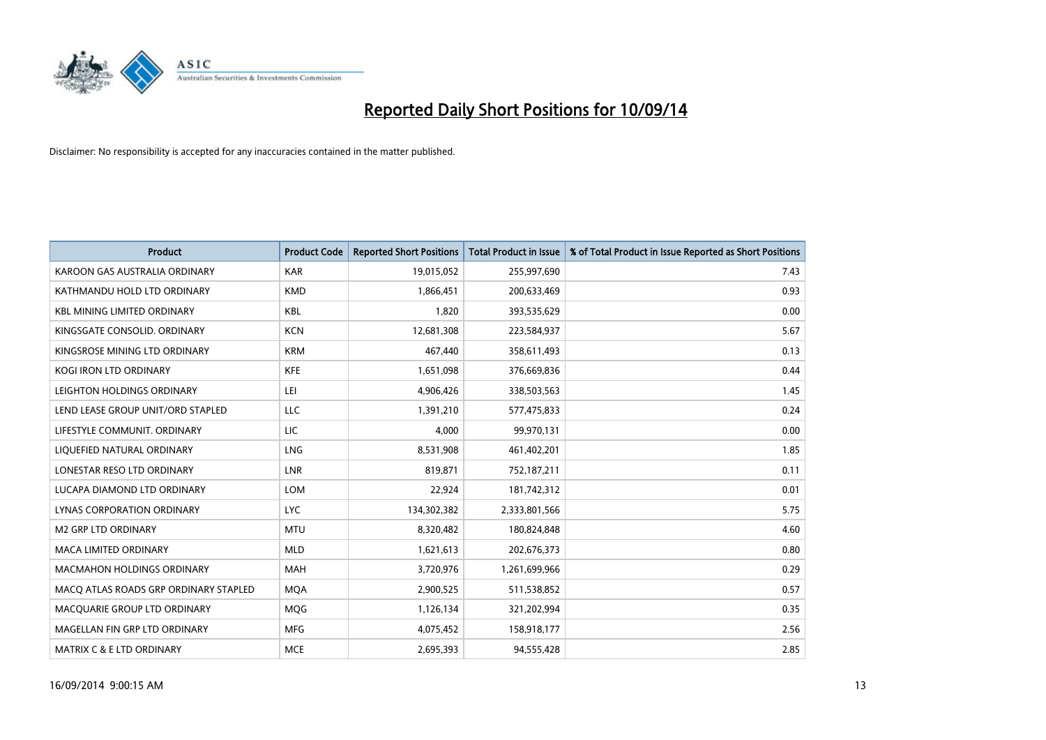# Reported Daily Short Positions for 10/09/14

Disclaimer: No responsibility is accepted for any inaccuracies contained in the matter published.

| Product | Product Code | Reported Short Positions | Total Product in Issue | % of Total Product in Issue Reported as Short Positions |
|---|---|---|---|---|
| KAROON GAS AUSTRALIA ORDINARY | KAR | 19,015,052 | 255,997,690 | 7.43 |
| KATHMANDU HOLD LTD ORDINARY | KMD | 1,866,451 | 200,633,469 | 0.93 |
| KBL MINING LIMITED ORDINARY | KBL | 1,820 | 393,535,629 | 0.00 |
| KINGSGATE CONSOLID. ORDINARY | KCN | 12,681,308 | 223,584,937 | 5.67 |
| KINGSROSE MINING LTD ORDINARY | KRM | 467,440 | 358,611,493 | 0.13 |
| KOGI IRON LTD ORDINARY | KFE | 1,651,098 | 376,669,836 | 0.44 |
| LEIGHTON HOLDINGS ORDINARY | LEI | 4,906,426 | 338,503,563 | 1.45 |
| LEND LEASE GROUP UNIT/ORD STAPLED | LLC | 1,391,210 | 577,475,833 | 0.24 |
| LIFESTYLE COMMUNIT. ORDINARY | LIC | 4,000 | 99,970,131 | 0.00 |
| LIQUEFIED NATURAL ORDINARY | LNG | 8,531,908 | 461,402,201 | 1.85 |
| LONESTAR RESO LTD ORDINARY | LNR | 819,871 | 752,187,211 | 0.11 |
| LUCAPA DIAMOND LTD ORDINARY | LOM | 22,924 | 181,742,312 | 0.01 |
| LYNAS CORPORATION ORDINARY | LYC | 134,302,382 | 2,333,801,566 | 5.75 |
| M2 GRP LTD ORDINARY | MTU | 8,320,482 | 180,824,848 | 4.60 |
| MACA LIMITED ORDINARY | MLD | 1,621,613 | 202,676,373 | 0.80 |
| MACMAHON HOLDINGS ORDINARY | MAH | 3,720,976 | 1,261,699,966 | 0.29 |
| MACQ ATLAS ROADS GRP ORDINARY STAPLED | MQA | 2,900,525 | 511,538,852 | 0.57 |
| MACQUARIE GROUP LTD ORDINARY | MQG | 1,126,134 | 321,202,994 | 0.35 |
| MAGELLAN FIN GRP LTD ORDINARY | MFG | 4,075,452 | 158,918,177 | 2.56 |
| MATRIX C & E LTD ORDINARY | MCE | 2,695,393 | 94,555,428 | 2.85 |

16/09/2014 9:00:15 AM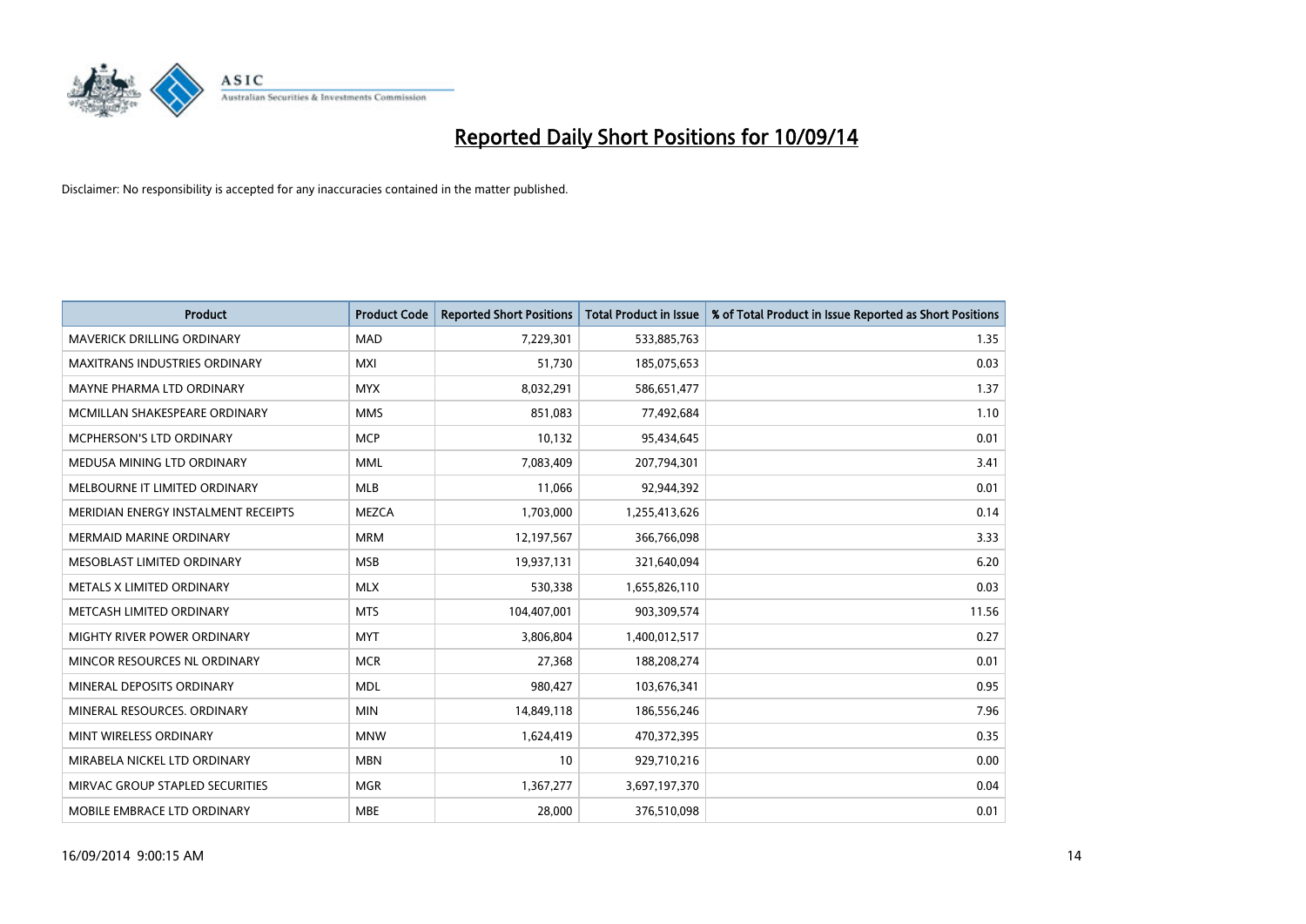# Reported Daily Short Positions for 10/09/14

Disclaimer: No responsibility is accepted for any inaccuracies contained in the matter published.

| Product | Product Code | Reported Short Positions | Total Product in Issue | % of Total Product in Issue Reported as Short Positions |
|---|---|---|---|---|
| MAVERICK DRILLING ORDINARY | MAD | 7,229,301 | 533,885,763 | 1.35 |
| MAXITRANS INDUSTRIES ORDINARY | MXI | 51,730 | 185,075,653 | 0.03 |
| MAYNE PHARMA LTD ORDINARY | MYX | 8,032,291 | 586,651,477 | 1.37 |
| MCMILLAN SHAKESPEARE ORDINARY | MMS | 851,083 | 77,492,684 | 1.10 |
| MCPHERSON'S LTD ORDINARY | MCP | 10,132 | 95,434,645 | 0.01 |
| MEDUSA MINING LTD ORDINARY | MML | 7,083,409 | 207,794,301 | 3.41 |
| MELBOURNE IT LIMITED ORDINARY | MLB | 11,066 | 92,944,392 | 0.01 |
| MERIDIAN ENERGY INSTALMENT RECEIPTS | MEZCA | 1,703,000 | 1,255,413,626 | 0.14 |
| MERMAID MARINE ORDINARY | MRM | 12,197,567 | 366,766,098 | 3.33 |
| MESOBLAST LIMITED ORDINARY | MSB | 19,937,131 | 321,640,094 | 6.20 |
| METALS X LIMITED ORDINARY | MLX | 530,338 | 1,655,826,110 | 0.03 |
| METCASH LIMITED ORDINARY | MTS | 104,407,001 | 903,309,574 | 11.56 |
| MIGHTY RIVER POWER ORDINARY | MYT | 3,806,804 | 1,400,012,517 | 0.27 |
| MINCOR RESOURCES NL ORDINARY | MCR | 27,368 | 188,208,274 | 0.01 |
| MINERAL DEPOSITS ORDINARY | MDL | 980,427 | 103,676,341 | 0.95 |
| MINERAL RESOURCES. ORDINARY | MIN | 14,849,118 | 186,556,246 | 7.96 |
| MINT WIRELESS ORDINARY | MNW | 1,624,419 | 470,372,395 | 0.35 |
| MIRABELA NICKEL LTD ORDINARY | MBN | 10 | 929,710,216 | 0.00 |
| MIRVAC GROUP STAPLED SECURITIES | MGR | 1,367,277 | 3,697,197,370 | 0.04 |
| MOBILE EMBRACE LTD ORDINARY | MBE | 28,000 | 376,510,098 | 0.01 |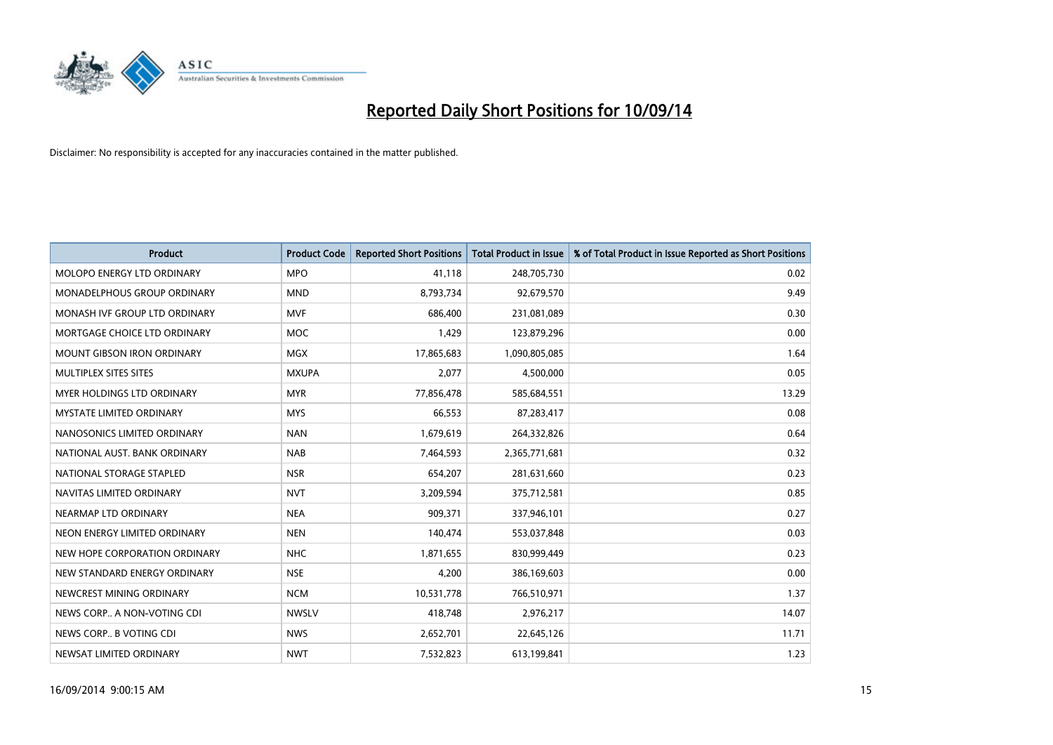# Reported Daily Short Positions for 10/09/14

Disclaimer: No responsibility is accepted for any inaccuracies contained in the matter published.

| Product | Product Code | Reported Short Positions | Total Product in Issue | % of Total Product in Issue Reported as Short Positions |
|---|---|---|---|---|
| MOLOPO ENERGY LTD ORDINARY | MPO | 41,118 | 248,705,730 | 0.02 |
| MONADELPHOUS GROUP ORDINARY | MND | 8,793,734 | 92,679,570 | 9.49 |
| MONASH IVF GROUP LTD ORDINARY | MVF | 686,400 | 231,081,089 | 0.30 |
| MORTGAGE CHOICE LTD ORDINARY | MOC | 1,429 | 123,879,296 | 0.00 |
| MOUNT GIBSON IRON ORDINARY | MGX | 17,865,683 | 1,090,805,085 | 1.64 |
| MULTIPLEX SITES SITES | MXUPA | 2,077 | 4,500,000 | 0.05 |
| MYER HOLDINGS LTD ORDINARY | MYR | 77,856,478 | 585,684,551 | 13.29 |
| MYSTATE LIMITED ORDINARY | MYS | 66,553 | 87,283,417 | 0.08 |
| NANOSONICS LIMITED ORDINARY | NAN | 1,679,619 | 264,332,826 | 0.64 |
| NATIONAL AUST. BANK ORDINARY | NAB | 7,464,593 | 2,365,771,681 | 0.32 |
| NATIONAL STORAGE STAPLED | NSR | 654,207 | 281,631,660 | 0.23 |
| NAVITAS LIMITED ORDINARY | NVT | 3,209,594 | 375,712,581 | 0.85 |
| NEARMAP LTD ORDINARY | NEA | 909,371 | 337,946,101 | 0.27 |
| NEON ENERGY LIMITED ORDINARY | NEN | 140,474 | 553,037,848 | 0.03 |
| NEW HOPE CORPORATION ORDINARY | NHC | 1,871,655 | 830,999,449 | 0.23 |
| NEW STANDARD ENERGY ORDINARY | NSE | 4,200 | 386,169,603 | 0.00 |
| NEWCREST MINING ORDINARY | NCM | 10,531,778 | 766,510,971 | 1.37 |
| NEWS CORP.. A NON-VOTING CDI | NWSLV | 418,748 | 2,976,217 | 14.07 |
| NEWS CORP.. B VOTING CDI | NWS | 2,652,701 | 22,645,126 | 11.71 |
| NEWSAT LIMITED ORDINARY | NWT | 7,532,823 | 613,199,841 | 1.23 |

16/09/2014 9:00:15 AM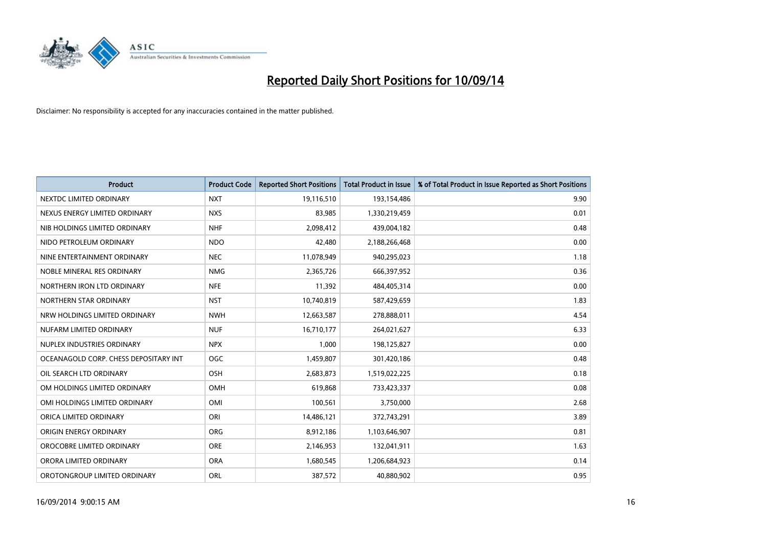# Reported Daily Short Positions for 10/09/14

Disclaimer: No responsibility is accepted for any inaccuracies contained in the matter published.

| Product | Product Code | Reported Short Positions | Total Product in Issue | % of Total Product in Issue Reported as Short Positions |
|---|---|---|---|---|
| NEXTDC LIMITED ORDINARY | NXT | 19,116,510 | 193,154,486 | 9.90 |
| NEXUS ENERGY LIMITED ORDINARY | NXS | 83,985 | 1,330,219,459 | 0.01 |
| NIB HOLDINGS LIMITED ORDINARY | NHF | 2,098,412 | 439,004,182 | 0.48 |
| NIDO PETROLEUM ORDINARY | NDO | 42,480 | 2,188,266,468 | 0.00 |
| NINE ENTERTAINMENT ORDINARY | NEC | 11,078,949 | 940,295,023 | 1.18 |
| NOBLE MINERAL RES ORDINARY | NMG | 2,365,726 | 666,397,952 | 0.36 |
| NORTHERN IRON LTD ORDINARY | NFE | 11,392 | 484,405,314 | 0.00 |
| NORTHERN STAR ORDINARY | NST | 10,740,819 | 587,429,659 | 1.83 |
| NRW HOLDINGS LIMITED ORDINARY | NWH | 12,663,587 | 278,888,011 | 4.54 |
| NUFARM LIMITED ORDINARY | NUF | 16,710,177 | 264,021,627 | 6.33 |
| NUPLEX INDUSTRIES ORDINARY | NPX | 1,000 | 198,125,827 | 0.00 |
| OCEANAGOLD CORP. CHESS DEPOSITARY INT | OGC | 1,459,807 | 301,420,186 | 0.48 |
| OIL SEARCH LTD ORDINARY | OSH | 2,683,873 | 1,519,022,225 | 0.18 |
| OM HOLDINGS LIMITED ORDINARY | OMH | 619,868 | 733,423,337 | 0.08 |
| OMI HOLDINGS LIMITED ORDINARY | OMI | 100,561 | 3,750,000 | 2.68 |
| ORICA LIMITED ORDINARY | ORI | 14,486,121 | 372,743,291 | 3.89 |
| ORIGIN ENERGY ORDINARY | ORG | 8,912,186 | 1,103,646,907 | 0.81 |
| OROCOBRE LIMITED ORDINARY | ORE | 2,146,953 | 132,041,911 | 1.63 |
| ORORA LIMITED ORDINARY | ORA | 1,680,545 | 1,206,684,923 | 0.14 |
| OROTONGROUP LIMITED ORDINARY | ORL | 387,572 | 40,880,902 | 0.95 |

16/09/2014 9:00:15 AM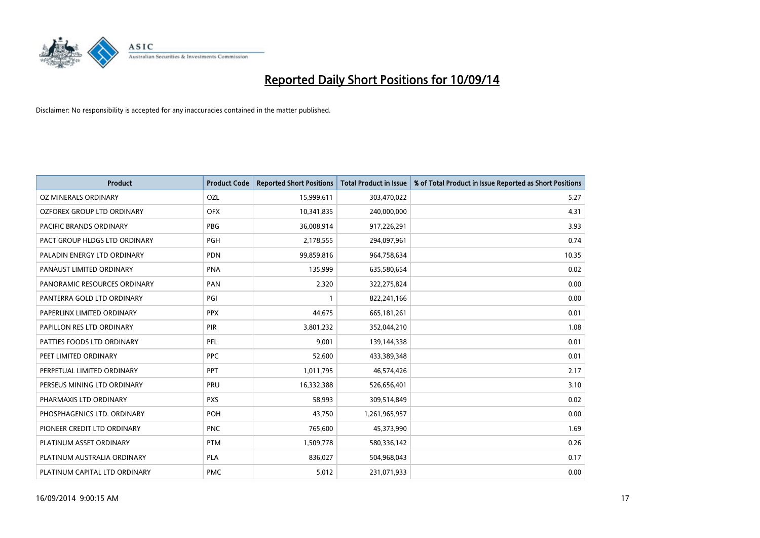# Reported Daily Short Positions for 10/09/14

Disclaimer: No responsibility is accepted for any inaccuracies contained in the matter published.

| Product | Product Code | Reported Short Positions | Total Product in Issue | % of Total Product in Issue Reported as Short Positions |
|---|---|---|---|---|
| OZ MINERALS ORDINARY | OZL | 15,999,611 | 303,470,022 | 5.27 |
| OZFOREX GROUP LTD ORDINARY | OFX | 10,341,835 | 240,000,000 | 4.31 |
| PACIFIC BRANDS ORDINARY | PBG | 36,008,914 | 917,226,291 | 3.93 |
| PACT GROUP HLDGS LTD ORDINARY | PGH | 2,178,555 | 294,097,961 | 0.74 |
| PALADIN ENERGY LTD ORDINARY | PDN | 99,859,816 | 964,758,634 | 10.35 |
| PANAUST LIMITED ORDINARY | PNA | 135,999 | 635,580,654 | 0.02 |
| PANORAMIC RESOURCES ORDINARY | PAN | 2,320 | 322,275,824 | 0.00 |
| PANTERRA GOLD LTD ORDINARY | PGI | 1 | 822,241,166 | 0.00 |
| PAPERLINX LIMITED ORDINARY | PPX | 44,675 | 665,181,261 | 0.01 |
| PAPILLON RES LTD ORDINARY | PIR | 3,801,232 | 352,044,210 | 1.08 |
| PATTIES FOODS LTD ORDINARY | PFL | 9,001 | 139,144,338 | 0.01 |
| PEET LIMITED ORDINARY | PPC | 52,600 | 433,389,348 | 0.01 |
| PERPETUAL LIMITED ORDINARY | PPT | 1,011,795 | 46,574,426 | 2.17 |
| PERSEUS MINING LTD ORDINARY | PRU | 16,332,388 | 526,656,401 | 3.10 |
| PHARMAXIS LTD ORDINARY | PXS | 58,993 | 309,514,849 | 0.02 |
| PHOSPHAGENICS LTD. ORDINARY | POH | 43,750 | 1,261,965,957 | 0.00 |
| PIONEER CREDIT LTD ORDINARY | PNC | 765,600 | 45,373,990 | 1.69 |
| PLATINUM ASSET ORDINARY | PTM | 1,509,778 | 580,336,142 | 0.26 |
| PLATINUM AUSTRALIA ORDINARY | PLA | 836,027 | 504,968,043 | 0.17 |
| PLATINUM CAPITAL LTD ORDINARY | PMC | 5,012 | 231,071,933 | 0.00 |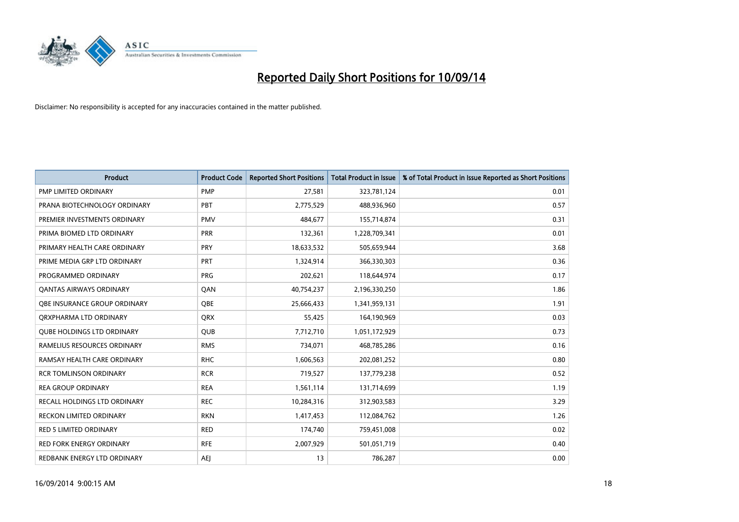# Reported Daily Short Positions for 10/09/14

Disclaimer: No responsibility is accepted for any inaccuracies contained in the matter published.

| Product | Product Code | Reported Short Positions | Total Product in Issue | % of Total Product in Issue Reported as Short Positions |
|---|---|---|---|---|
| PMP LIMITED ORDINARY | PMP | 27,581 | 323,781,124 | 0.01 |
| PRANA BIOTECHNOLOGY ORDINARY | PBT | 2,775,529 | 488,936,960 | 0.57 |
| PREMIER INVESTMENTS ORDINARY | PMV | 484,677 | 155,714,874 | 0.31 |
| PRIMA BIOMED LTD ORDINARY | PRR | 132,361 | 1,228,709,341 | 0.01 |
| PRIMARY HEALTH CARE ORDINARY | PRY | 18,633,532 | 505,659,944 | 3.68 |
| PRIME MEDIA GRP LTD ORDINARY | PRT | 1,324,914 | 366,330,303 | 0.36 |
| PROGRAMMED ORDINARY | PRG | 202,621 | 118,644,974 | 0.17 |
| QANTAS AIRWAYS ORDINARY | QAN | 40,754,237 | 2,196,330,250 | 1.86 |
| QBE INSURANCE GROUP ORDINARY | QBE | 25,666,433 | 1,341,959,131 | 1.91 |
| QRXPHARMA LTD ORDINARY | QRX | 55,425 | 164,190,969 | 0.03 |
| QUBE HOLDINGS LTD ORDINARY | QUB | 7,712,710 | 1,051,172,929 | 0.73 |
| RAMELIUS RESOURCES ORDINARY | RMS | 734,071 | 468,785,286 | 0.16 |
| RAMSAY HEALTH CARE ORDINARY | RHC | 1,606,563 | 202,081,252 | 0.80 |
| RCR TOMLINSON ORDINARY | RCR | 719,527 | 137,779,238 | 0.52 |
| REA GROUP ORDINARY | REA | 1,561,114 | 131,714,699 | 1.19 |
| RECALL HOLDINGS LTD ORDINARY | REC | 10,284,316 | 312,903,583 | 3.29 |
| RECKON LIMITED ORDINARY | RKN | 1,417,453 | 112,084,762 | 1.26 |
| RED 5 LIMITED ORDINARY | RED | 174,740 | 759,451,008 | 0.02 |
| RED FORK ENERGY ORDINARY | RFE | 2,007,929 | 501,051,719 | 0.40 |
| REDBANK ENERGY LTD ORDINARY | AEJ | 13 | 786,287 | 0.00 |

16/09/2014 9:00:15 AM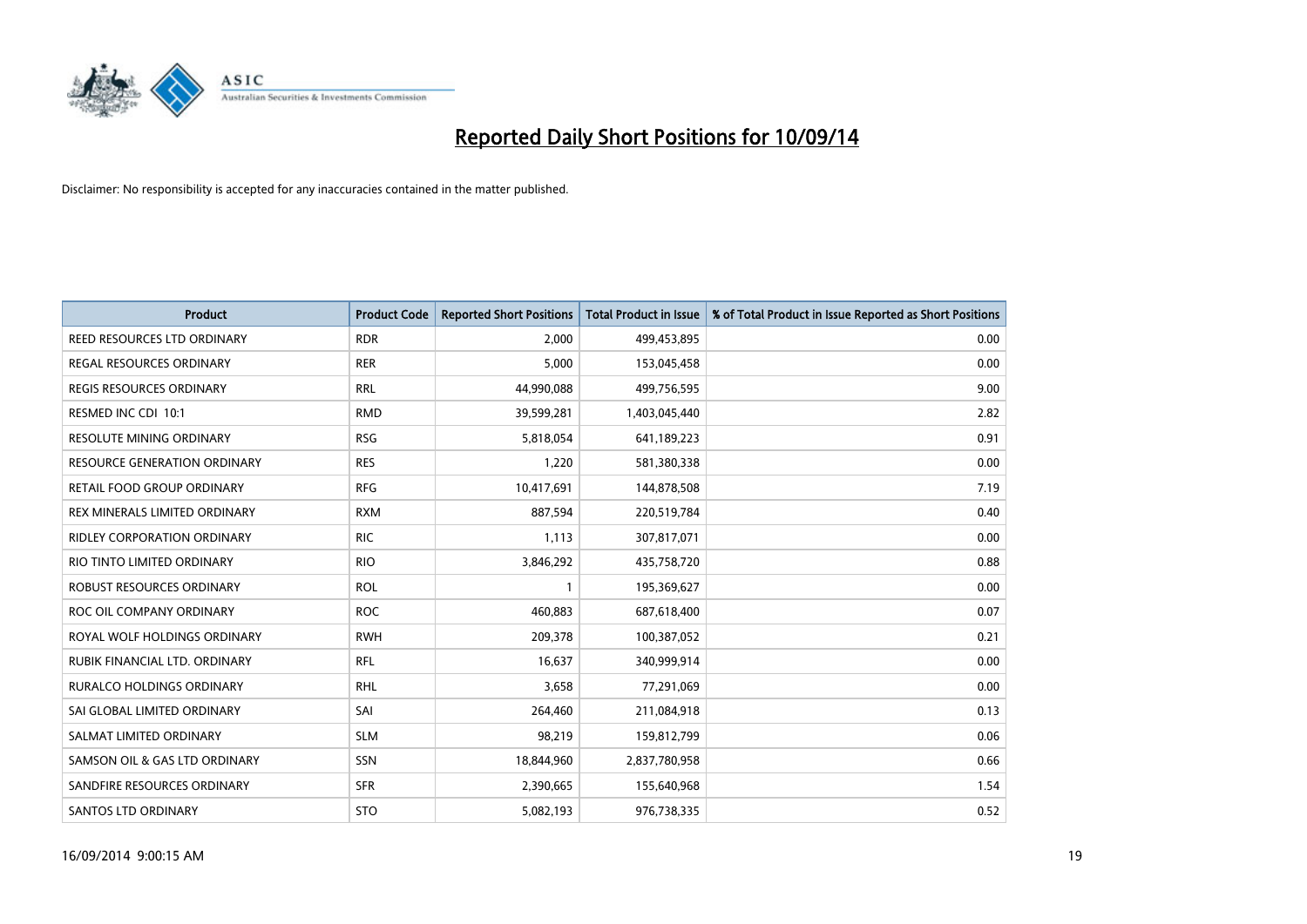# Reported Daily Short Positions for 10/09/14

Disclaimer: No responsibility is accepted for any inaccuracies contained in the matter published.

| Product | Product Code | Reported Short Positions | Total Product in Issue | % of Total Product in Issue Reported as Short Positions |
|---|---|---|---|---|
| REED RESOURCES LTD ORDINARY | RDR | 2,000 | 499,453,895 | 0.00 |
| REGAL RESOURCES ORDINARY | RER | 5,000 | 153,045,458 | 0.00 |
| REGIS RESOURCES ORDINARY | RRL | 44,990,088 | 499,756,595 | 9.00 |
| RESMED INC CDI 10:1 | RMD | 39,599,281 | 1,403,045,440 | 2.82 |
| RESOLUTE MINING ORDINARY | RSG | 5,818,054 | 641,189,223 | 0.91 |
| RESOURCE GENERATION ORDINARY | RES | 1,220 | 581,380,338 | 0.00 |
| RETAIL FOOD GROUP ORDINARY | RFG | 10,417,691 | 144,878,508 | 7.19 |
| REX MINERALS LIMITED ORDINARY | RXM | 887,594 | 220,519,784 | 0.40 |
| RIDLEY CORPORATION ORDINARY | RIC | 1,113 | 307,817,071 | 0.00 |
| RIO TINTO LIMITED ORDINARY | RIO | 3,846,292 | 435,758,720 | 0.88 |
| ROBUST RESOURCES ORDINARY | ROL | 1 | 195,369,627 | 0.00 |
| ROC OIL COMPANY ORDINARY | ROC | 460,883 | 687,618,400 | 0.07 |
| ROYAL WOLF HOLDINGS ORDINARY | RWH | 209,378 | 100,387,052 | 0.21 |
| RUBIK FINANCIAL LTD. ORDINARY | RFL | 16,637 | 340,999,914 | 0.00 |
| RURALCO HOLDINGS ORDINARY | RHL | 3,658 | 77,291,069 | 0.00 |
| SAI GLOBAL LIMITED ORDINARY | SAI | 264,460 | 211,084,918 | 0.13 |
| SALMAT LIMITED ORDINARY | SLM | 98,219 | 159,812,799 | 0.06 |
| SAMSON OIL & GAS LTD ORDINARY | SSN | 18,844,960 | 2,837,780,958 | 0.66 |
| SANDFIRE RESOURCES ORDINARY | SFR | 2,390,665 | 155,640,968 | 1.54 |
| SANTOS LTD ORDINARY | STO | 5,082,193 | 976,738,335 | 0.52 |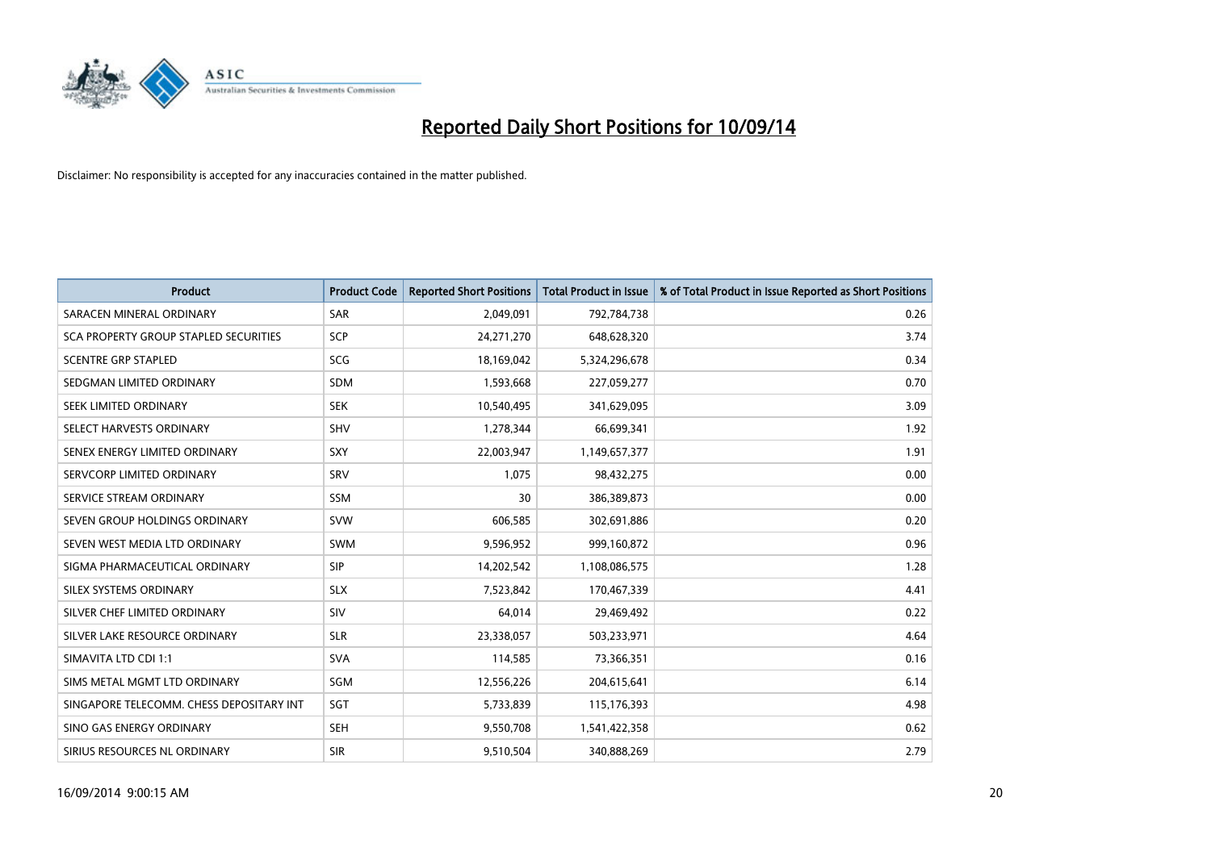# Reported Daily Short Positions for 10/09/14

Disclaimer: No responsibility is accepted for any inaccuracies contained in the matter published.

| Product | Product Code | Reported Short Positions | Total Product in Issue | % of Total Product in Issue Reported as Short Positions |
| --- | --- | --- | --- | --- |
| SARACEN MINERAL ORDINARY | SAR | 2,049,091 | 792,784,738 | 0.26 |
| SCA PROPERTY GROUP STAPLED SECURITIES | SCP | 24,271,270 | 648,628,320 | 3.74 |
| SCENTRE GRP STAPLED | SCG | 18,169,042 | 5,324,296,678 | 0.34 |
| SEDGMAN LIMITED ORDINARY | SDM | 1,593,668 | 227,059,277 | 0.70 |
| SEEK LIMITED ORDINARY | SEK | 10,540,495 | 341,629,095 | 3.09 |
| SELECT HARVESTS ORDINARY | SHV | 1,278,344 | 66,699,341 | 1.92 |
| SENEX ENERGY LIMITED ORDINARY | SXY | 22,003,947 | 1,149,657,377 | 1.91 |
| SERVCORP LIMITED ORDINARY | SRV | 1,075 | 98,432,275 | 0.00 |
| SERVICE STREAM ORDINARY | SSM | 30 | 386,389,873 | 0.00 |
| SEVEN GROUP HOLDINGS ORDINARY | SVW | 606,585 | 302,691,886 | 0.20 |
| SEVEN WEST MEDIA LTD ORDINARY | SWM | 9,596,952 | 999,160,872 | 0.96 |
| SIGMA PHARMACEUTICAL ORDINARY | SIP | 14,202,542 | 1,108,086,575 | 1.28 |
| SILEX SYSTEMS ORDINARY | SLX | 7,523,842 | 170,467,339 | 4.41 |
| SILVER CHEF LIMITED ORDINARY | SIV | 64,014 | 29,469,492 | 0.22 |
| SILVER LAKE RESOURCE ORDINARY | SLR | 23,338,057 | 503,233,971 | 4.64 |
| SIMAVITA LTD CDI 1:1 | SVA | 114,585 | 73,366,351 | 0.16 |
| SIMS METAL MGMT LTD ORDINARY | SGM | 12,556,226 | 204,615,641 | 6.14 |
| SINGAPORE TELECOMM. CHESS DEPOSITARY INT | SGT | 5,733,839 | 115,176,393 | 4.98 |
| SINO GAS ENERGY ORDINARY | SEH | 9,550,708 | 1,541,422,358 | 0.62 |
| SIRIUS RESOURCES NL ORDINARY | SIR | 9,510,504 | 340,888,269 | 2.79 |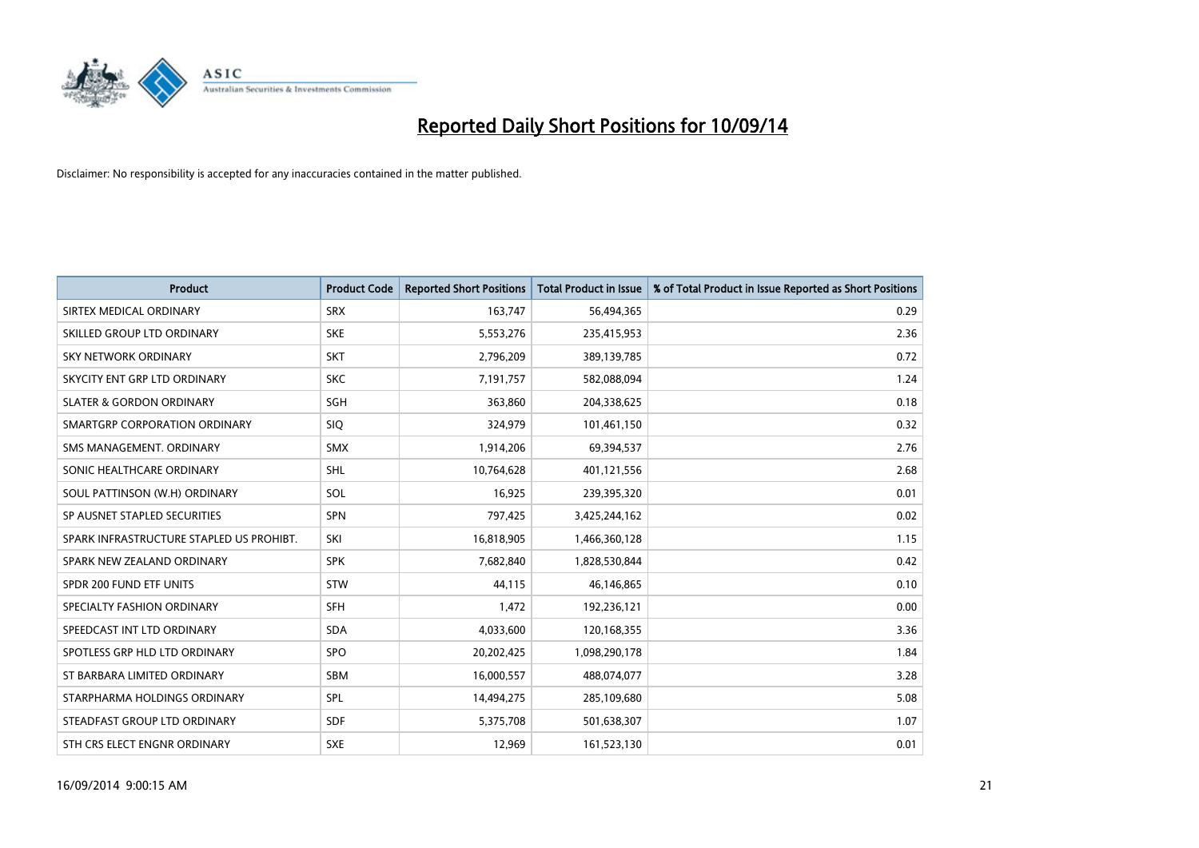# Reported Daily Short Positions for 10/09/14

Disclaimer: No responsibility is accepted for any inaccuracies contained in the matter published.

| Product | Product Code | Reported Short Positions | Total Product in Issue | % of Total Product in Issue Reported as Short Positions |
|---|---|---|---|---|
| SIRTEX MEDICAL ORDINARY | SRX | 163,747 | 56,494,365 | 0.29 |
| SKILLED GROUP LTD ORDINARY | SKE | 5,553,276 | 235,415,953 | 2.36 |
| SKY NETWORK ORDINARY | SKT | 2,796,209 | 389,139,785 | 0.72 |
| SKYCITY ENT GRP LTD ORDINARY | SKC | 7,191,757 | 582,088,094 | 1.24 |
| SLATER & GORDON ORDINARY | SGH | 363,860 | 204,338,625 | 0.18 |
| SMARTGRP CORPORATION ORDINARY | SIQ | 324,979 | 101,461,150 | 0.32 |
| SMS MANAGEMENT. ORDINARY | SMX | 1,914,206 | 69,394,537 | 2.76 |
| SONIC HEALTHCARE ORDINARY | SHL | 10,764,628 | 401,121,556 | 2.68 |
| SOUL PATTINSON (W.H) ORDINARY | SOL | 16,925 | 239,395,320 | 0.01 |
| SP AUSNET STAPLED SECURITIES | SPN | 797,425 | 3,425,244,162 | 0.02 |
| SPARK INFRASTRUCTURE STAPLED US PROHIBT. | SKI | 16,818,905 | 1,466,360,128 | 1.15 |
| SPARK NEW ZEALAND ORDINARY | SPK | 7,682,840 | 1,828,530,844 | 0.42 |
| SPDR 200 FUND ETF UNITS | STW | 44,115 | 46,146,865 | 0.10 |
| SPECIALTY FASHION ORDINARY | SFH | 1,472 | 192,236,121 | 0.00 |
| SPEEDCAST INT LTD ORDINARY | SDA | 4,033,600 | 120,168,355 | 3.36 |
| SPOTLESS GRP HLD LTD ORDINARY | SPO | 20,202,425 | 1,098,290,178 | 1.84 |
| ST BARBARA LIMITED ORDINARY | SBM | 16,000,557 | 488,074,077 | 3.28 |
| STARPHARMA HOLDINGS ORDINARY | SPL | 14,494,275 | 285,109,680 | 5.08 |
| STEADFAST GROUP LTD ORDINARY | SDF | 5,375,708 | 501,638,307 | 1.07 |
| STH CRS ELECT ENGNR ORDINARY | SXE | 12,969 | 161,523,130 | 0.01 |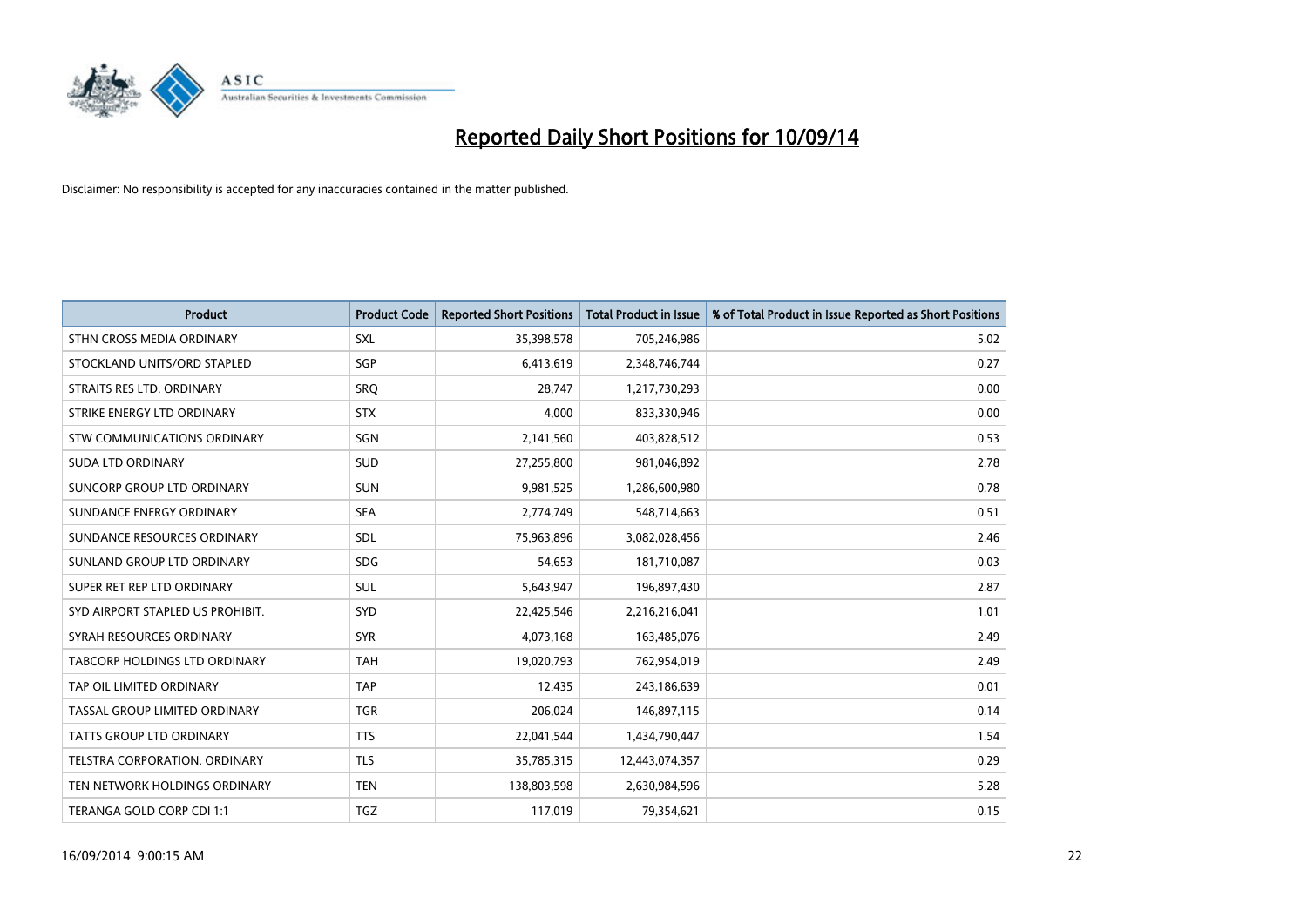# Reported Daily Short Positions for 10/09/14

Disclaimer: No responsibility is accepted for any inaccuracies contained in the matter published.

| Product | Product Code | Reported Short Positions | Total Product in Issue | % of Total Product in Issue Reported as Short Positions |
| --- | --- | --- | --- | --- |
| STHN CROSS MEDIA ORDINARY | SXL | 35,398,578 | 705,246,986 | 5.02 |
| STOCKLAND UNITS/ORD STAPLED | SGP | 6,413,619 | 2,348,746,744 | 0.27 |
| STRAITS RES LTD. ORDINARY | SRQ | 28,747 | 1,217,730,293 | 0.00 |
| STRIKE ENERGY LTD ORDINARY | STX | 4,000 | 833,330,946 | 0.00 |
| STW COMMUNICATIONS ORDINARY | SGN | 2,141,560 | 403,828,512 | 0.53 |
| SUDA LTD ORDINARY | SUD | 27,255,800 | 981,046,892 | 2.78 |
| SUNCORP GROUP LTD ORDINARY | SUN | 9,981,525 | 1,286,600,980 | 0.78 |
| SUNDANCE ENERGY ORDINARY | SEA | 2,774,749 | 548,714,663 | 0.51 |
| SUNDANCE RESOURCES ORDINARY | SDL | 75,963,896 | 3,082,028,456 | 2.46 |
| SUNLAND GROUP LTD ORDINARY | SDG | 54,653 | 181,710,087 | 0.03 |
| SUPER RET REP LTD ORDINARY | SUL | 5,643,947 | 196,897,430 | 2.87 |
| SYD AIRPORT STAPLED US PROHIBIT. | SYD | 22,425,546 | 2,216,216,041 | 1.01 |
| SYRAH RESOURCES ORDINARY | SYR | 4,073,168 | 163,485,076 | 2.49 |
| TABCORP HOLDINGS LTD ORDINARY | TAH | 19,020,793 | 762,954,019 | 2.49 |
| TAP OIL LIMITED ORDINARY | TAP | 12,435 | 243,186,639 | 0.01 |
| TASSAL GROUP LIMITED ORDINARY | TGR | 206,024 | 146,897,115 | 0.14 |
| TATTS GROUP LTD ORDINARY | TTS | 22,041,544 | 1,434,790,447 | 1.54 |
| TELSTRA CORPORATION. ORDINARY | TLS | 35,785,315 | 12,443,074,357 | 0.29 |
| TEN NETWORK HOLDINGS ORDINARY | TEN | 138,803,598 | 2,630,984,596 | 5.28 |
| TERANGA GOLD CORP CDI 1:1 | TGZ | 117,019 | 79,354,621 | 0.15 |

16/09/2014 9:00:15 AM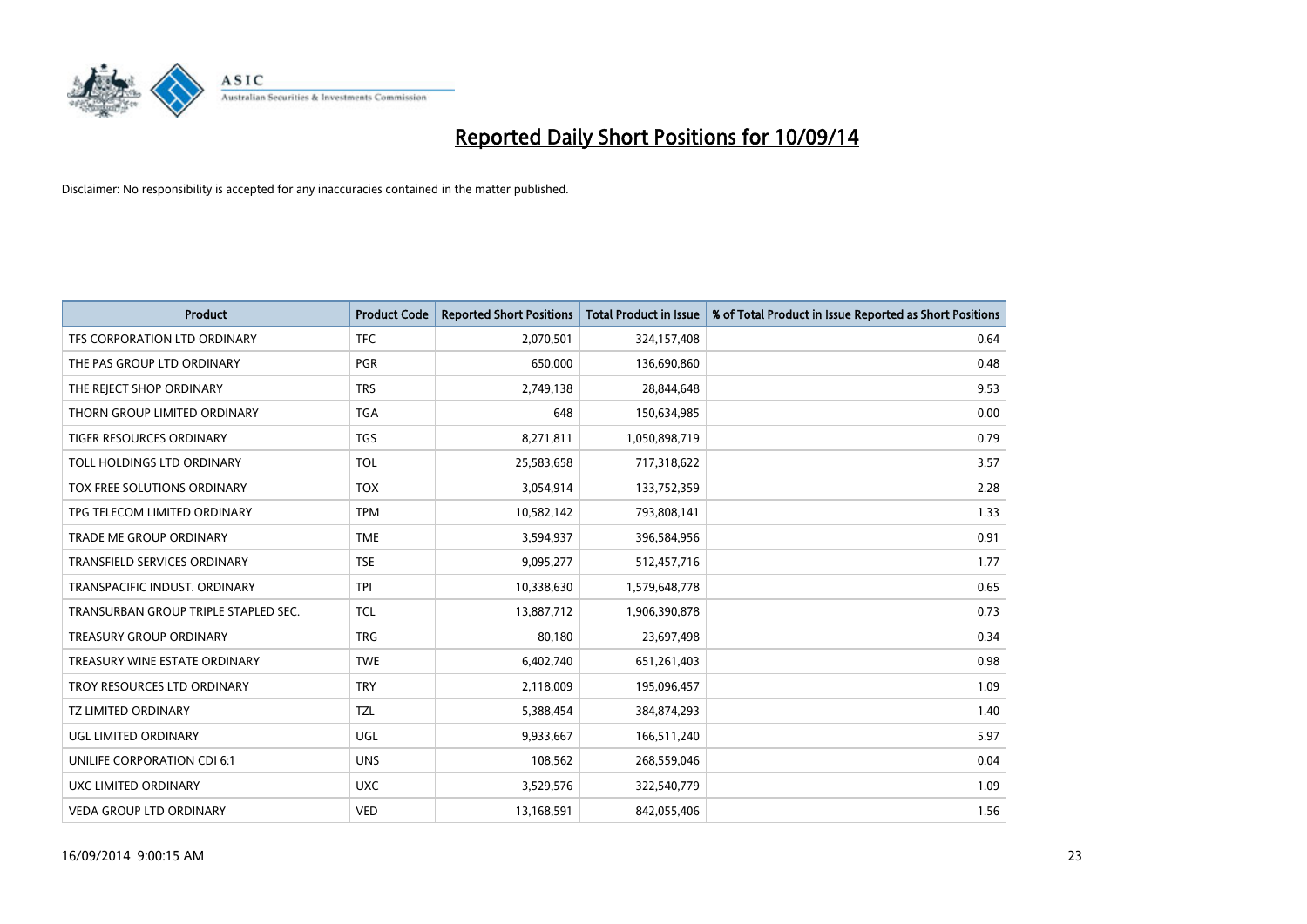# Reported Daily Short Positions for 10/09/14

Disclaimer: No responsibility is accepted for any inaccuracies contained in the matter published.

| Product | Product Code | Reported Short Positions | Total Product in Issue | % of Total Product in Issue Reported as Short Positions |
|---|---|---|---|---|
| TFS CORPORATION LTD ORDINARY | TFC | 2,070,501 | 324,157,408 | 0.64 |
| THE PAS GROUP LTD ORDINARY | PGR | 650,000 | 136,690,860 | 0.48 |
| THE REJECT SHOP ORDINARY | TRS | 2,749,138 | 28,844,648 | 9.53 |
| THORN GROUP LIMITED ORDINARY | TGA | 648 | 150,634,985 | 0.00 |
| TIGER RESOURCES ORDINARY | TGS | 8,271,811 | 1,050,898,719 | 0.79 |
| TOLL HOLDINGS LTD ORDINARY | TOL | 25,583,658 | 717,318,622 | 3.57 |
| TOX FREE SOLUTIONS ORDINARY | TOX | 3,054,914 | 133,752,359 | 2.28 |
| TPG TELECOM LIMITED ORDINARY | TPM | 10,582,142 | 793,808,141 | 1.33 |
| TRADE ME GROUP ORDINARY | TME | 3,594,937 | 396,584,956 | 0.91 |
| TRANSFIELD SERVICES ORDINARY | TSE | 9,095,277 | 512,457,716 | 1.77 |
| TRANSPACIFIC INDUST. ORDINARY | TPI | 10,338,630 | 1,579,648,778 | 0.65 |
| TRANSURBAN GROUP TRIPLE STAPLED SEC. | TCL | 13,887,712 | 1,906,390,878 | 0.73 |
| TREASURY GROUP ORDINARY | TRG | 80,180 | 23,697,498 | 0.34 |
| TREASURY WINE ESTATE ORDINARY | TWE | 6,402,740 | 651,261,403 | 0.98 |
| TROY RESOURCES LTD ORDINARY | TRY | 2,118,009 | 195,096,457 | 1.09 |
| TZ LIMITED ORDINARY | TZL | 5,388,454 | 384,874,293 | 1.40 |
| UGL LIMITED ORDINARY | UGL | 9,933,667 | 166,511,240 | 5.97 |
| UNILIFE CORPORATION CDI 6:1 | UNS | 108,562 | 268,559,046 | 0.04 |
| UXC LIMITED ORDINARY | UXC | 3,529,576 | 322,540,779 | 1.09 |
| VEDA GROUP LTD ORDINARY | VED | 13,168,591 | 842,055,406 | 1.56 |

16/09/2014 9:00:15 AM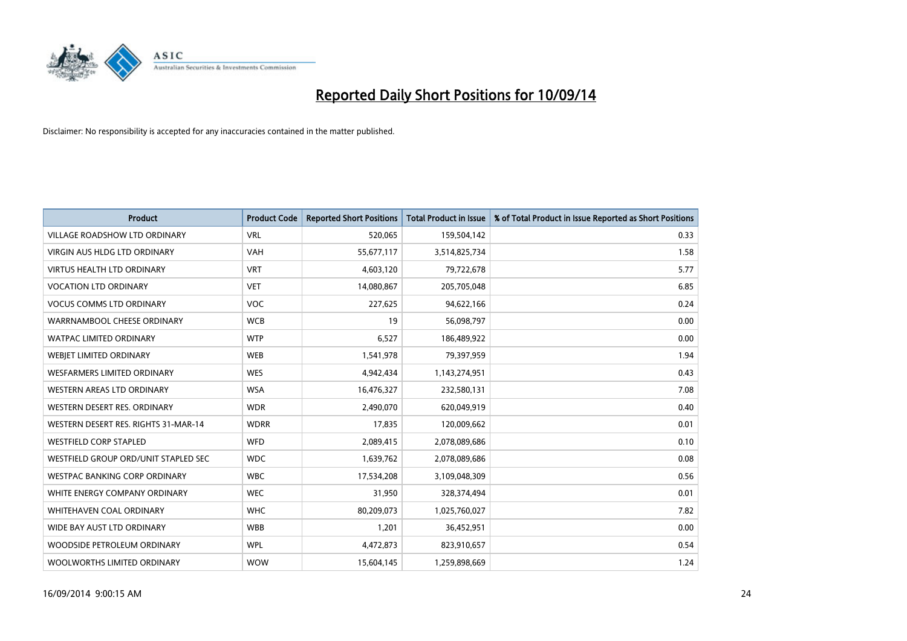# Reported Daily Short Positions for 10/09/14

Disclaimer: No responsibility is accepted for any inaccuracies contained in the matter published.

| Product | Product Code | Reported Short Positions | Total Product in Issue | % of Total Product in Issue Reported as Short Positions |
|---|---|---|---|---|
| VILLAGE ROADSHOW LTD ORDINARY | VRL | 520,065 | 159,504,142 | 0.33 |
| VIRGIN AUS HLDG LTD ORDINARY | VAH | 55,677,117 | 3,514,825,734 | 1.58 |
| VIRTUS HEALTH LTD ORDINARY | VRT | 4,603,120 | 79,722,678 | 5.77 |
| VOCATION LTD ORDINARY | VET | 14,080,867 | 205,705,048 | 6.85 |
| VOCUS COMMS LTD ORDINARY | VOC | 227,625 | 94,622,166 | 0.24 |
| WARRNAMBOOL CHEESE ORDINARY | WCB | 19 | 56,098,797 | 0.00 |
| WATPAC LIMITED ORDINARY | WTP | 6,527 | 186,489,922 | 0.00 |
| WEBJET LIMITED ORDINARY | WEB | 1,541,978 | 79,397,959 | 1.94 |
| WESFARMERS LIMITED ORDINARY | WES | 4,942,434 | 1,143,274,951 | 0.43 |
| WESTERN AREAS LTD ORDINARY | WSA | 16,476,327 | 232,580,131 | 7.08 |
| WESTERN DESERT RES. ORDINARY | WDR | 2,490,070 | 620,049,919 | 0.40 |
| WESTERN DESERT RES. RIGHTS 31-MAR-14 | WDRR | 17,835 | 120,009,662 | 0.01 |
| WESTFIELD CORP STAPLED | WFD | 2,089,415 | 2,078,089,686 | 0.10 |
| WESTFIELD GROUP ORD/UNIT STAPLED SEC | WDC | 1,639,762 | 2,078,089,686 | 0.08 |
| WESTPAC BANKING CORP ORDINARY | WBC | 17,534,208 | 3,109,048,309 | 0.56 |
| WHITE ENERGY COMPANY ORDINARY | WEC | 31,950 | 328,374,494 | 0.01 |
| WHITEHAVEN COAL ORDINARY | WHC | 80,209,073 | 1,025,760,027 | 7.82 |
| WIDE BAY AUST LTD ORDINARY | WBB | 1,201 | 36,452,951 | 0.00 |
| WOODSIDE PETROLEUM ORDINARY | WPL | 4,472,873 | 823,910,657 | 0.54 |
| WOOLWORTHS LIMITED ORDINARY | WOW | 15,604,145 | 1,259,898,669 | 1.24 |

16/09/2014 9:00:15 AM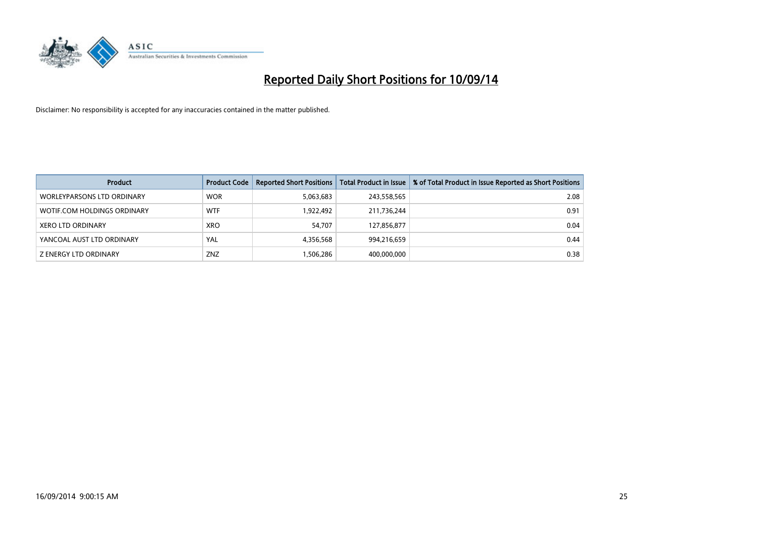# Reported Daily Short Positions for 10/09/14

Disclaimer: No responsibility is accepted for any inaccuracies contained in the matter published.

| Product | Product Code | Reported Short Positions | Total Product in Issue | % of Total Product in Issue Reported as Short Positions |
| --- | --- | --- | --- | --- |
| WORLEYPARSONS LTD ORDINARY | WOR | 5,063,683 | 243,558,565 | 2.08 |
| WOTIF.COM HOLDINGS ORDINARY | WTF | 1,922,492 | 211,736,244 | 0.91 |
| XERO LTD ORDINARY | XRO | 54,707 | 127,856,877 | 0.04 |
| YANCOAL AUST LTD ORDINARY | YAL | 4,356,568 | 994,216,659 | 0.44 |
| Z ENERGY LTD ORDINARY | ZNZ | 1,506,286 | 400,000,000 | 0.38 |

16/09/2014 9:00:15 AM